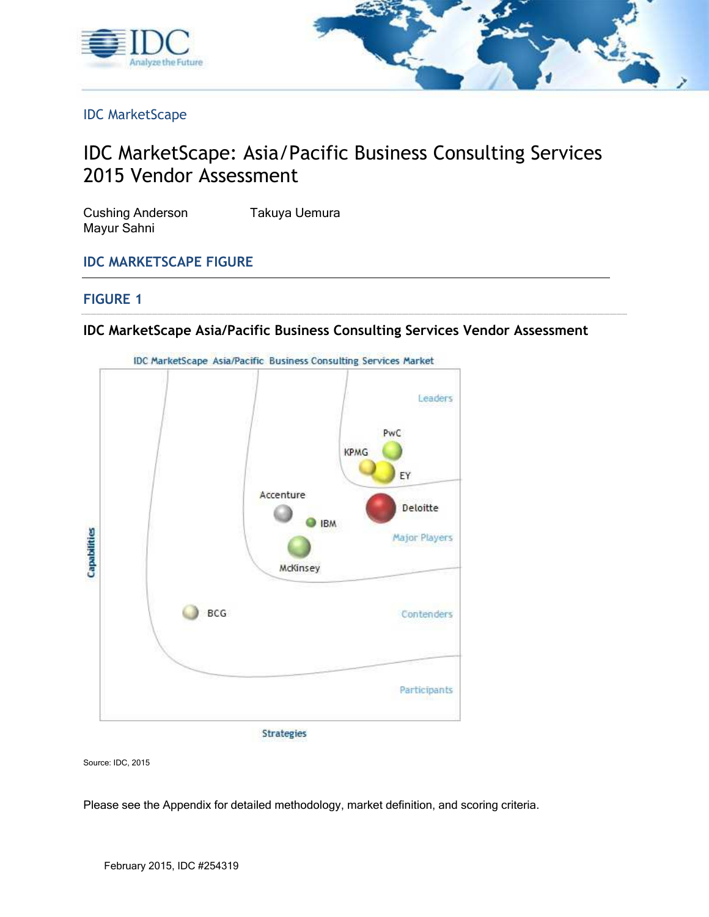IDC MarketScape

# IDC MarketScape: Asia/Pacific Business Consulting Services 2015 Vendor Assessment

Cushing Anderson  
Mayur Sahni  
Takuya Uemura

## IDC MARKETSCAPE FIGURE

### FIGURE 1

**IDC MarketScape Asia/Pacific Business Consulting Services Vendor Assessment**

Source: IDC, 2015

Please see the Appendix for detailed methodology, market definition, and scoring criteria.

February 2015, IDC #254319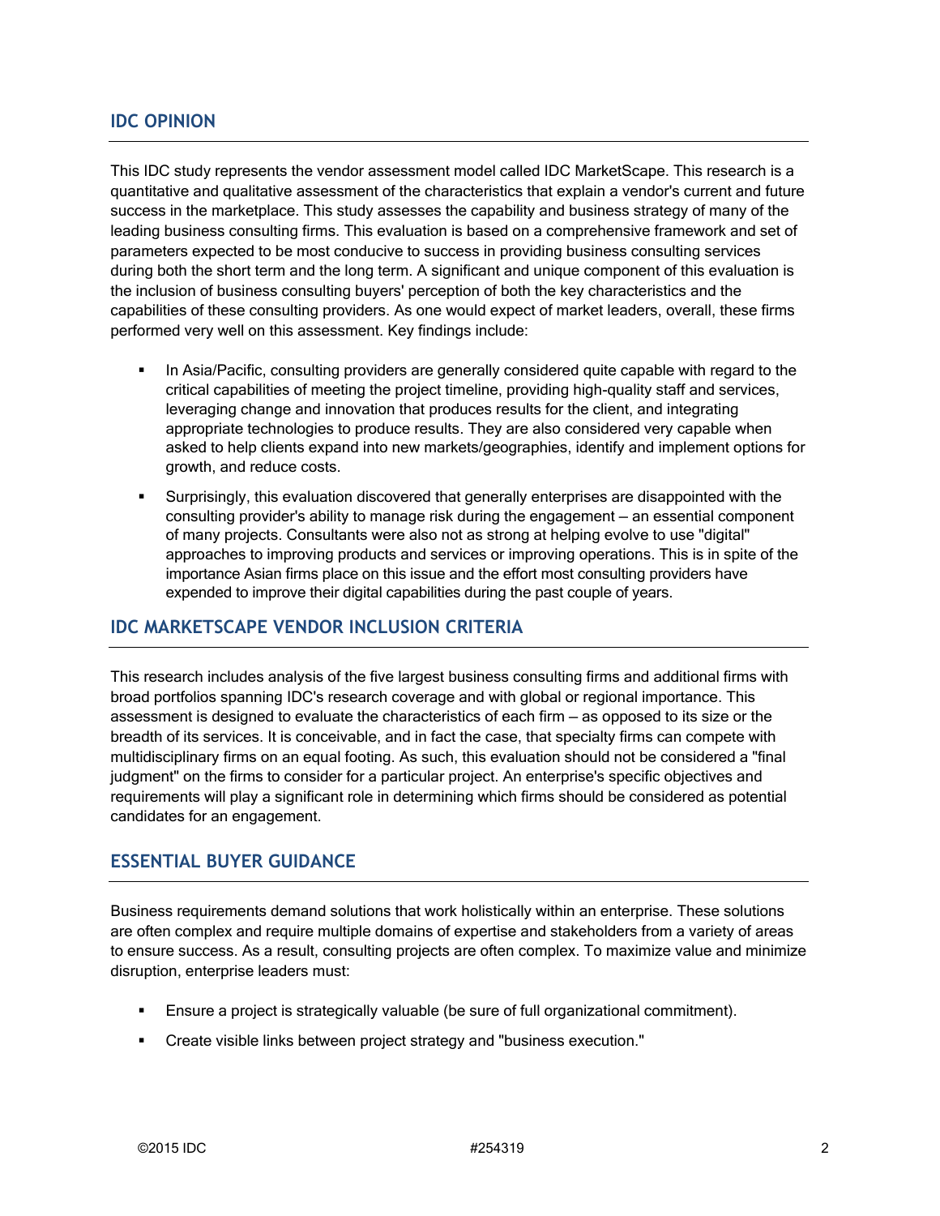## IDC OPINION

This IDC study represents the vendor assessment model called IDC MarketScape. This research is a quantitative and qualitative assessment of the characteristics that explain a vendor's current and future success in the marketplace. This study assesses the capability and business strategy of many of the leading business consulting firms. This evaluation is based on a comprehensive framework and set of parameters expected to be most conducive to success in providing business consulting services during both the short term and the long term. A significant and unique component of this evaluation is the inclusion of business consulting buyers' perception of both the key characteristics and the capabilities of these consulting providers. As one would expect of market leaders, overall, these firms performed very well on this assessment. Key findings include:

- In Asia/Pacific, consulting providers are generally considered quite capable with regard to the critical capabilities of meeting the project timeline, providing high-quality staff and services, leveraging change and innovation that produces results for the client, and integrating appropriate technologies to produce results. They are also considered very capable when asked to help clients expand into new markets/geographies, identify and implement options for growth, and reduce costs.
- Surprisingly, this evaluation discovered that generally enterprises are disappointed with the consulting provider's ability to manage risk during the engagement — an essential component of many projects. Consultants were also not as strong at helping evolve to use "digital" approaches to improving products and services or improving operations. This is in spite of the importance Asian firms place on this issue and the effort most consulting providers have expended to improve their digital capabilities during the past couple of years.

## IDC MARKETSCAPE VENDOR INCLUSION CRITERIA

This research includes analysis of the five largest business consulting firms and additional firms with broad portfolios spanning IDC's research coverage and with global or regional importance. This assessment is designed to evaluate the characteristics of each firm — as opposed to its size or the breadth of its services. It is conceivable, and in fact the case, that specialty firms can compete with multidisciplinary firms on an equal footing. As such, this evaluation should not be considered a "final judgment" on the firms to consider for a particular project. An enterprise's specific objectives and requirements will play a significant role in determining which firms should be considered as potential candidates for an engagement.

## ESSENTIAL BUYER GUIDANCE

Business requirements demand solutions that work holistically within an enterprise. These solutions are often complex and require multiple domains of expertise and stakeholders from a variety of areas to ensure success. As a result, consulting projects are often complex. To maximize value and minimize disruption, enterprise leaders must:

- Ensure a project is strategically valuable (be sure of full organizational commitment).
- Create visible links between project strategy and "business execution."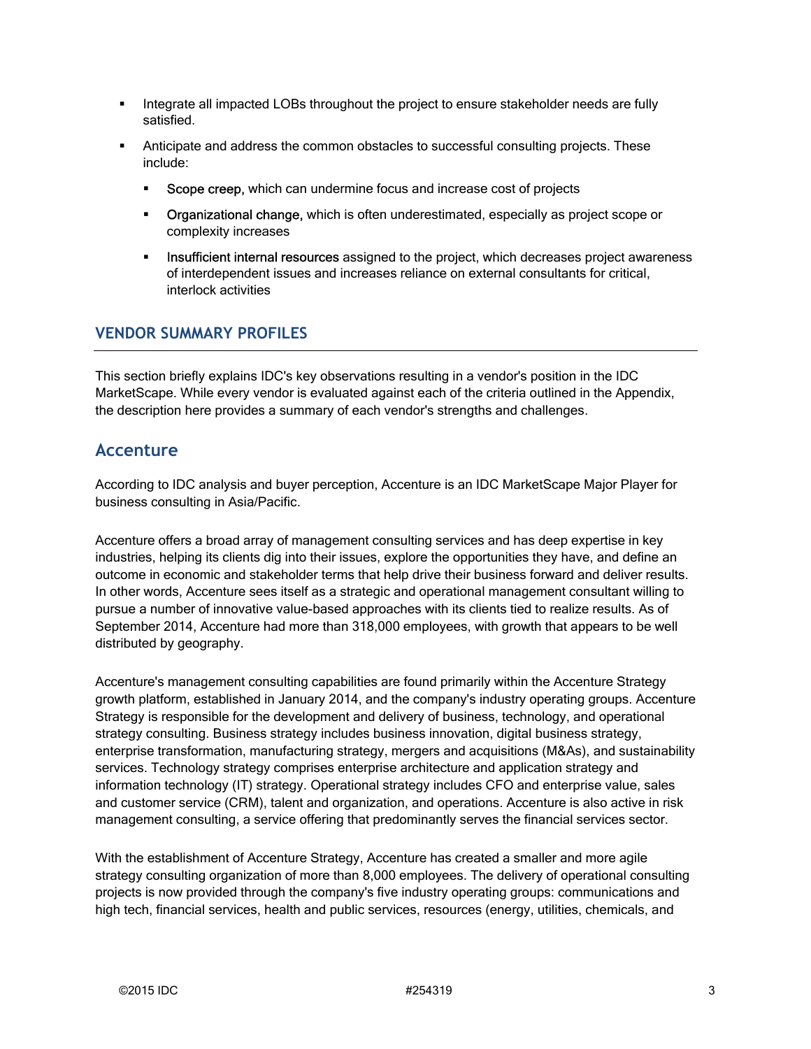- Integrate all impacted LOBs throughout the project to ensure stakeholder needs are fully satisfied.
- Anticipate and address the common obstacles to successful consulting projects. These include:
  - Scope creep, which can undermine focus and increase cost of projects
  - Organizational change, which is often underestimated, especially as project scope or complexity increases
  - Insufficient internal resources assigned to the project, which decreases project awareness of interdependent issues and increases reliance on external consultants for critical, interlock activities

## VENDOR SUMMARY PROFILES

This section briefly explains IDC's key observations resulting in a vendor's position in the IDC MarketScape. While every vendor is evaluated against each of the criteria outlined in the Appendix, the description here provides a summary of each vendor's strengths and challenges.

### Accenture

According to IDC analysis and buyer perception, Accenture is an IDC MarketScape Major Player for business consulting in Asia/Pacific.

Accenture offers a broad array of management consulting services and has deep expertise in key industries, helping its clients dig into their issues, explore the opportunities they have, and define an outcome in economic and stakeholder terms that help drive their business forward and deliver results. In other words, Accenture sees itself as a strategic and operational management consultant willing to pursue a number of innovative value-based approaches with its clients tied to realize results. As of September 2014, Accenture had more than 318,000 employees, with growth that appears to be well distributed by geography.

Accenture's management consulting capabilities are found primarily within the Accenture Strategy growth platform, established in January 2014, and the company's industry operating groups. Accenture Strategy is responsible for the development and delivery of business, technology, and operational strategy consulting. Business strategy includes business innovation, digital business strategy, enterprise transformation, manufacturing strategy, mergers and acquisitions (M&As), and sustainability services. Technology strategy comprises enterprise architecture and application strategy and information technology (IT) strategy. Operational strategy includes CFO and enterprise value, sales and customer service (CRM), talent and organization, and operations. Accenture is also active in risk management consulting, a service offering that predominantly serves the financial services sector.

With the establishment of Accenture Strategy, Accenture has created a smaller and more agile strategy consulting organization of more than 8,000 employees. The delivery of operational consulting projects is now provided through the company's five industry operating groups: communications and high tech, financial services, health and public services, resources (energy, utilities, chemicals, and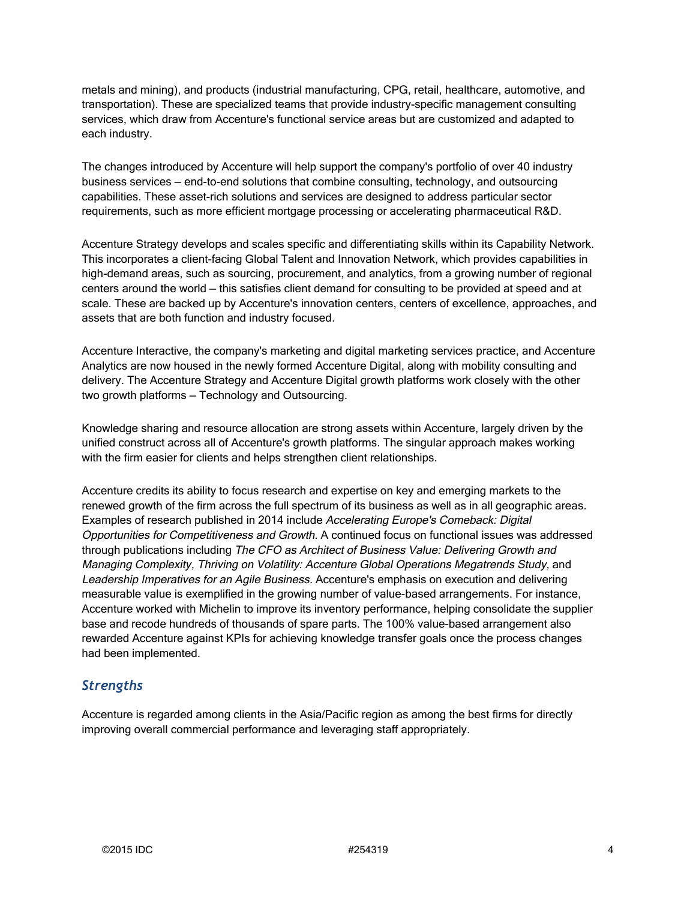metals and mining), and products (industrial manufacturing, CPG, retail, healthcare, automotive, and transportation). These are specialized teams that provide industry-specific management consulting services, which draw from Accenture's functional service areas but are customized and adapted to each industry.

The changes introduced by Accenture will help support the company's portfolio of over 40 industry business services — end-to-end solutions that combine consulting, technology, and outsourcing capabilities. These asset-rich solutions and services are designed to address particular sector requirements, such as more efficient mortgage processing or accelerating pharmaceutical R&D.

Accenture Strategy develops and scales specific and differentiating skills within its Capability Network. This incorporates a client-facing Global Talent and Innovation Network, which provides capabilities in high-demand areas, such as sourcing, procurement, and analytics, from a growing number of regional centers around the world — this satisfies client demand for consulting to be provided at speed and at scale. These are backed up by Accenture's innovation centers, centers of excellence, approaches, and assets that are both function and industry focused.

Accenture Interactive, the company's marketing and digital marketing services practice, and Accenture Analytics are now housed in the newly formed Accenture Digital, along with mobility consulting and delivery. The Accenture Strategy and Accenture Digital growth platforms work closely with the other two growth platforms — Technology and Outsourcing.

Knowledge sharing and resource allocation are strong assets within Accenture, largely driven by the unified construct across all of Accenture's growth platforms. The singular approach makes working with the firm easier for clients and helps strengthen client relationships.

Accenture credits its ability to focus research and expertise on key and emerging markets to the renewed growth of the firm across the full spectrum of its business as well as in all geographic areas. Examples of research published in 2014 include *Accelerating Europe's Comeback: Digital Opportunities for Competitiveness and Growth.* A continued focus on functional issues was addressed through publications including *The CFO as Architect of Business Value: Delivering Growth and Managing Complexity, Thriving on Volatility: Accenture Global Operations Megatrends Study,* and *Leadership Imperatives for an Agile Business.* Accenture's emphasis on execution and delivering measurable value is exemplified in the growing number of value-based arrangements. For instance, Accenture worked with Michelin to improve its inventory performance, helping consolidate the supplier base and recode hundreds of thousands of spare parts. The 100% value-based arrangement also rewarded Accenture against KPIs for achieving knowledge transfer goals once the process changes had been implemented.

### *Strengths*

Accenture is regarded among clients in the Asia/Pacific region as among the best firms for directly improving overall commercial performance and leveraging staff appropriately.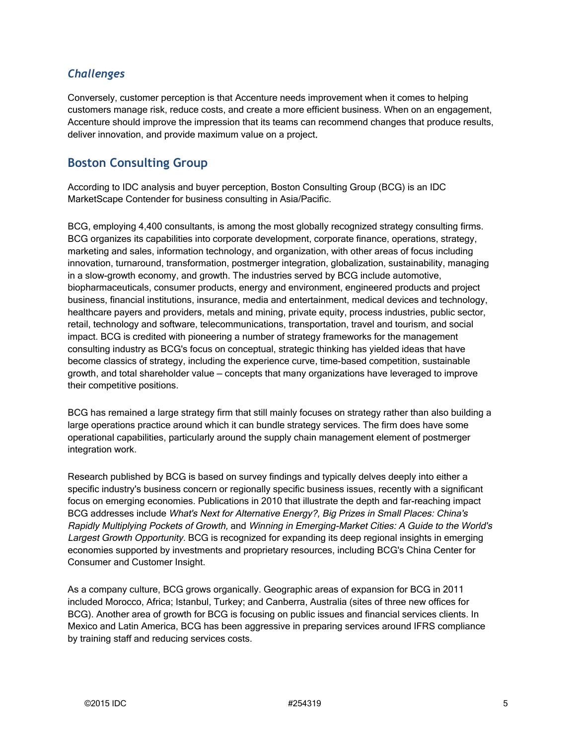### *Challenges*

Conversely, customer perception is that Accenture needs improvement when it comes to helping customers manage risk, reduce costs, and create a more efficient business. When on an engagement, Accenture should improve the impression that its teams can recommend changes that produce results, deliver innovation, and provide maximum value on a project.

## Boston Consulting Group

According to IDC analysis and buyer perception, Boston Consulting Group (BCG) is an IDC MarketScape Contender for business consulting in Asia/Pacific.

BCG, employing 4,400 consultants, is among the most globally recognized strategy consulting firms. BCG organizes its capabilities into corporate development, corporate finance, operations, strategy, marketing and sales, information technology, and organization, with other areas of focus including innovation, turnaround, transformation, postmerger integration, globalization, sustainability, managing in a slow-growth economy, and growth. The industries served by BCG include automotive, biopharmaceuticals, consumer products, energy and environment, engineered products and project business, financial institutions, insurance, media and entertainment, medical devices and technology, healthcare payers and providers, metals and mining, private equity, process industries, public sector, retail, technology and software, telecommunications, transportation, travel and tourism, and social impact. BCG is credited with pioneering a number of strategy frameworks for the management consulting industry as BCG's focus on conceptual, strategic thinking has yielded ideas that have become classics of strategy, including the experience curve, time-based competition, sustainable growth, and total shareholder value — concepts that many organizations have leveraged to improve their competitive positions.

BCG has remained a large strategy firm that still mainly focuses on strategy rather than also building a large operations practice around which it can bundle strategy services. The firm does have some operational capabilities, particularly around the supply chain management element of postmerger integration work.

Research published by BCG is based on survey findings and typically delves deeply into either a specific industry's business concern or regionally specific business issues, recently with a significant focus on emerging economies. Publications in 2010 that illustrate the depth and far-reaching impact BCG addresses include *What's Next for Alternative Energy?, Big Prizes in Small Places: China's Rapidly Multiplying Pockets of Growth,* and *Winning in Emerging-Market Cities: A Guide to the World's Largest Growth Opportunity.* BCG is recognized for expanding its deep regional insights in emerging economies supported by investments and proprietary resources, including BCG's China Center for Consumer and Customer Insight.

As a company culture, BCG grows organically. Geographic areas of expansion for BCG in 2011 included Morocco, Africa; Istanbul, Turkey; and Canberra, Australia (sites of three new offices for BCG). Another area of growth for BCG is focusing on public issues and financial services clients. In Mexico and Latin America, BCG has been aggressive in preparing services around IFRS compliance by training staff and reducing services costs.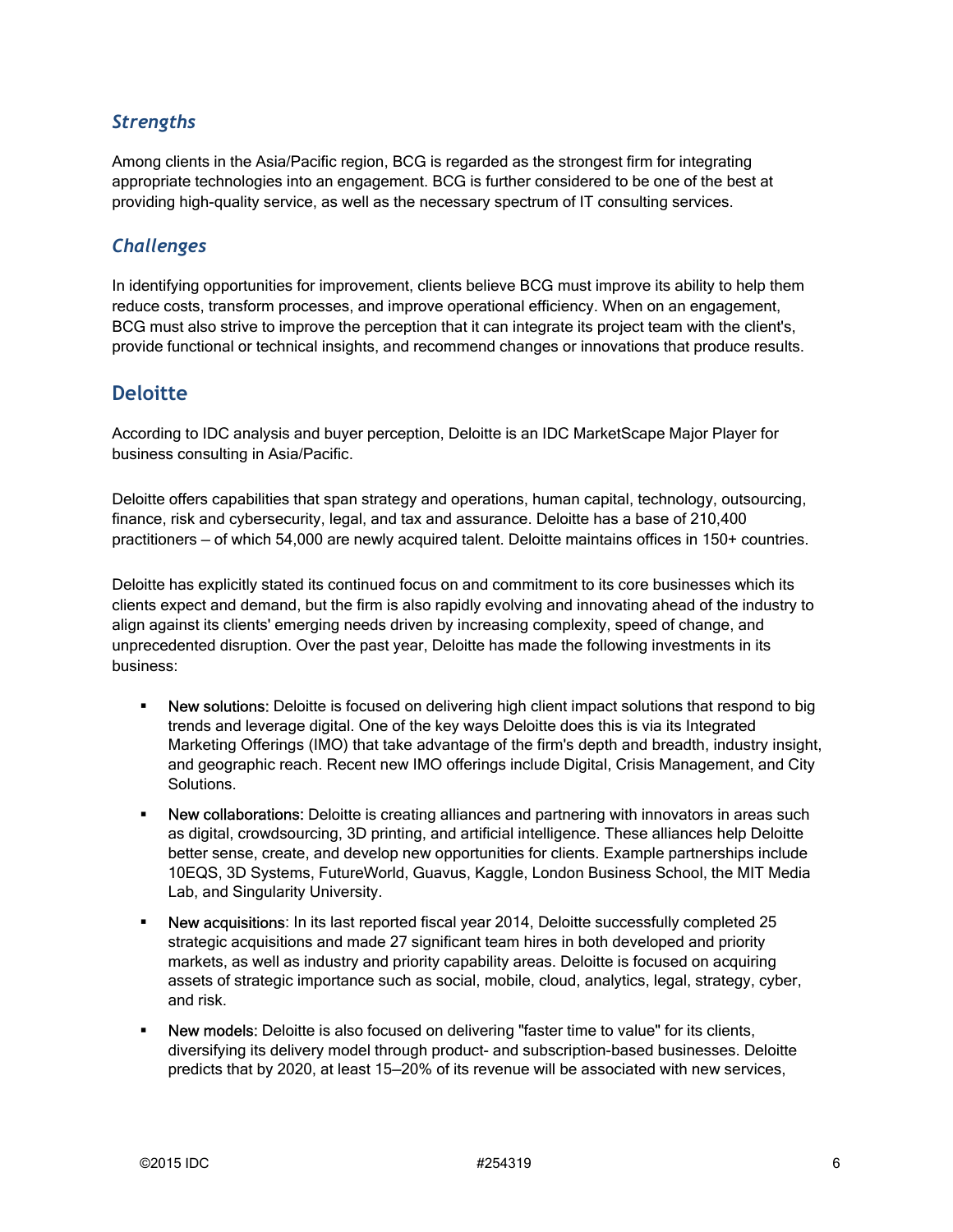### *Strengths*

Among clients in the Asia/Pacific region, BCG is regarded as the strongest firm for integrating appropriate technologies into an engagement. BCG is further considered to be one of the best at providing high-quality service, as well as the necessary spectrum of IT consulting services.

### *Challenges*

In identifying opportunities for improvement, clients believe BCG must improve its ability to help them reduce costs, transform processes, and improve operational efficiency. When on an engagement, BCG must also strive to improve the perception that it can integrate its project team with the client's, provide functional or technical insights, and recommend changes or innovations that produce results.

## Deloitte

According to IDC analysis and buyer perception, Deloitte is an IDC MarketScape Major Player for business consulting in Asia/Pacific.

Deloitte offers capabilities that span strategy and operations, human capital, technology, outsourcing, finance, risk and cybersecurity, legal, and tax and assurance. Deloitte has a base of 210,400 practitioners — of which 54,000 are newly acquired talent. Deloitte maintains offices in 150+ countries.

Deloitte has explicitly stated its continued focus on and commitment to its core businesses which its clients expect and demand, but the firm is also rapidly evolving and innovating ahead of the industry to align against its clients' emerging needs driven by increasing complexity, speed of change, and unprecedented disruption. Over the past year, Deloitte has made the following investments in its business:

- New solutions: Deloitte is focused on delivering high client impact solutions that respond to big trends and leverage digital. One of the key ways Deloitte does this is via its Integrated Marketing Offerings (IMO) that take advantage of the firm's depth and breadth, industry insight, and geographic reach. Recent new IMO offerings include Digital, Crisis Management, and City Solutions.
- New collaborations: Deloitte is creating alliances and partnering with innovators in areas such as digital, crowdsourcing, 3D printing, and artificial intelligence. These alliances help Deloitte better sense, create, and develop new opportunities for clients. Example partnerships include 10EQS, 3D Systems, FutureWorld, Guavus, Kaggle, London Business School, the MIT Media Lab, and Singularity University.
- New acquisitions: In its last reported fiscal year 2014, Deloitte successfully completed 25 strategic acquisitions and made 27 significant team hires in both developed and priority markets, as well as industry and priority capability areas. Deloitte is focused on acquiring assets of strategic importance such as social, mobile, cloud, analytics, legal, strategy, cyber, and risk.
- New models: Deloitte is also focused on delivering "faster time to value" for its clients, diversifying its delivery model through product- and subscription-based businesses. Deloitte predicts that by 2020, at least 15–20% of its revenue will be associated with new services,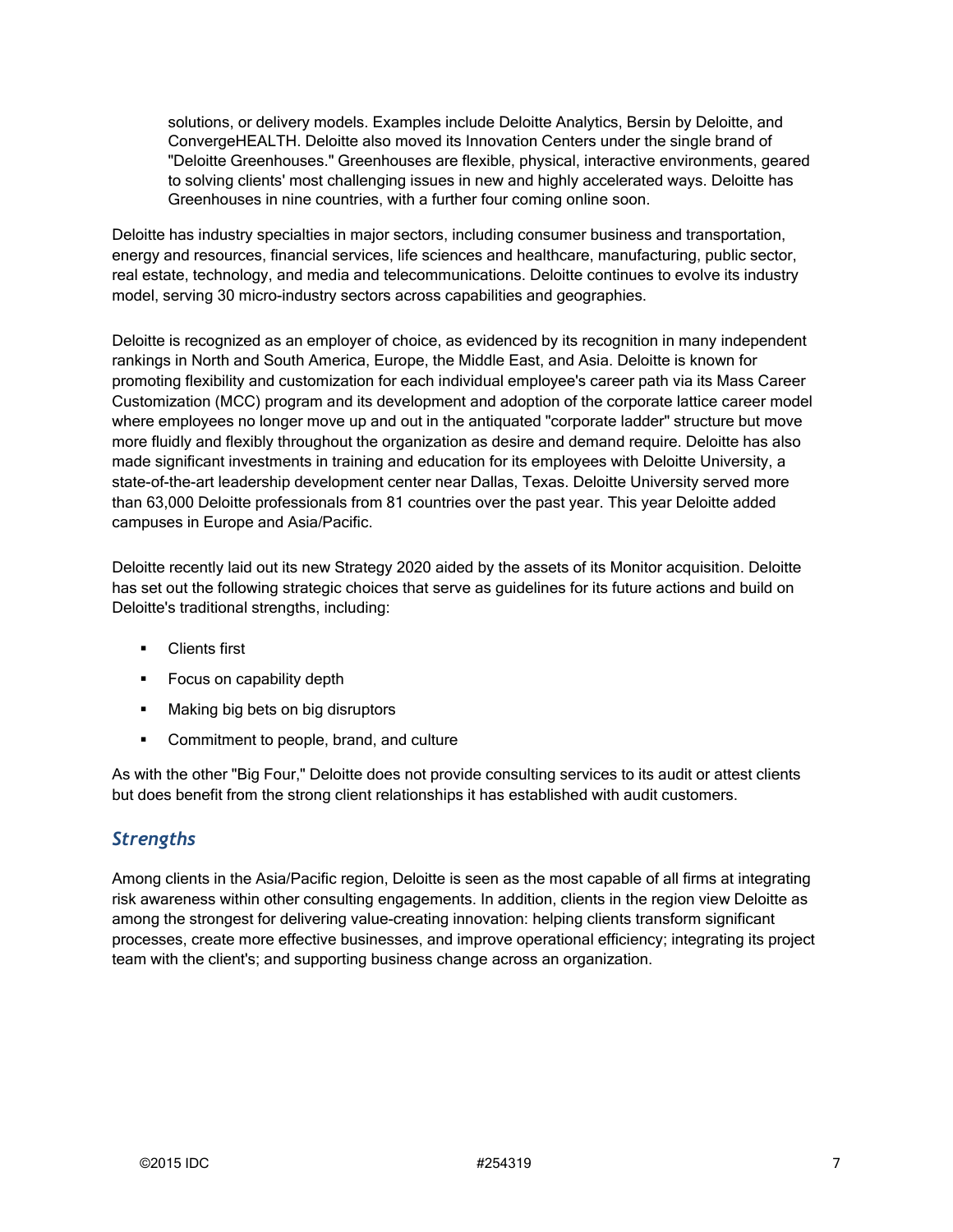solutions, or delivery models. Examples include Deloitte Analytics, Bersin by Deloitte, and ConvergeHEALTH. Deloitte also moved its Innovation Centers under the single brand of "Deloitte Greenhouses." Greenhouses are flexible, physical, interactive environments, geared to solving clients' most challenging issues in new and highly accelerated ways. Deloitte has Greenhouses in nine countries, with a further four coming online soon.

Deloitte has industry specialties in major sectors, including consumer business and transportation, energy and resources, financial services, life sciences and healthcare, manufacturing, public sector, real estate, technology, and media and telecommunications. Deloitte continues to evolve its industry model, serving 30 micro-industry sectors across capabilities and geographies.

Deloitte is recognized as an employer of choice, as evidenced by its recognition in many independent rankings in North and South America, Europe, the Middle East, and Asia. Deloitte is known for promoting flexibility and customization for each individual employee's career path via its Mass Career Customization (MCC) program and its development and adoption of the corporate lattice career model where employees no longer move up and out in the antiquated "corporate ladder" structure but move more fluidly and flexibly throughout the organization as desire and demand require. Deloitte has also made significant investments in training and education for its employees with Deloitte University, a state-of-the-art leadership development center near Dallas, Texas. Deloitte University served more than 63,000 Deloitte professionals from 81 countries over the past year. This year Deloitte added campuses in Europe and Asia/Pacific.

Deloitte recently laid out its new Strategy 2020 aided by the assets of its Monitor acquisition. Deloitte has set out the following strategic choices that serve as guidelines for its future actions and build on Deloitte's traditional strengths, including:

- Clients first
- Focus on capability depth
- Making big bets on big disruptors
- Commitment to people, brand, and culture

As with the other "Big Four," Deloitte does not provide consulting services to its audit or attest clients but does benefit from the strong client relationships it has established with audit customers.

### *Strengths*

Among clients in the Asia/Pacific region, Deloitte is seen as the most capable of all firms at integrating risk awareness within other consulting engagements. In addition, clients in the region view Deloitte as among the strongest for delivering value-creating innovation: helping clients transform significant processes, create more effective businesses, and improve operational efficiency; integrating its project team with the client's; and supporting business change across an organization.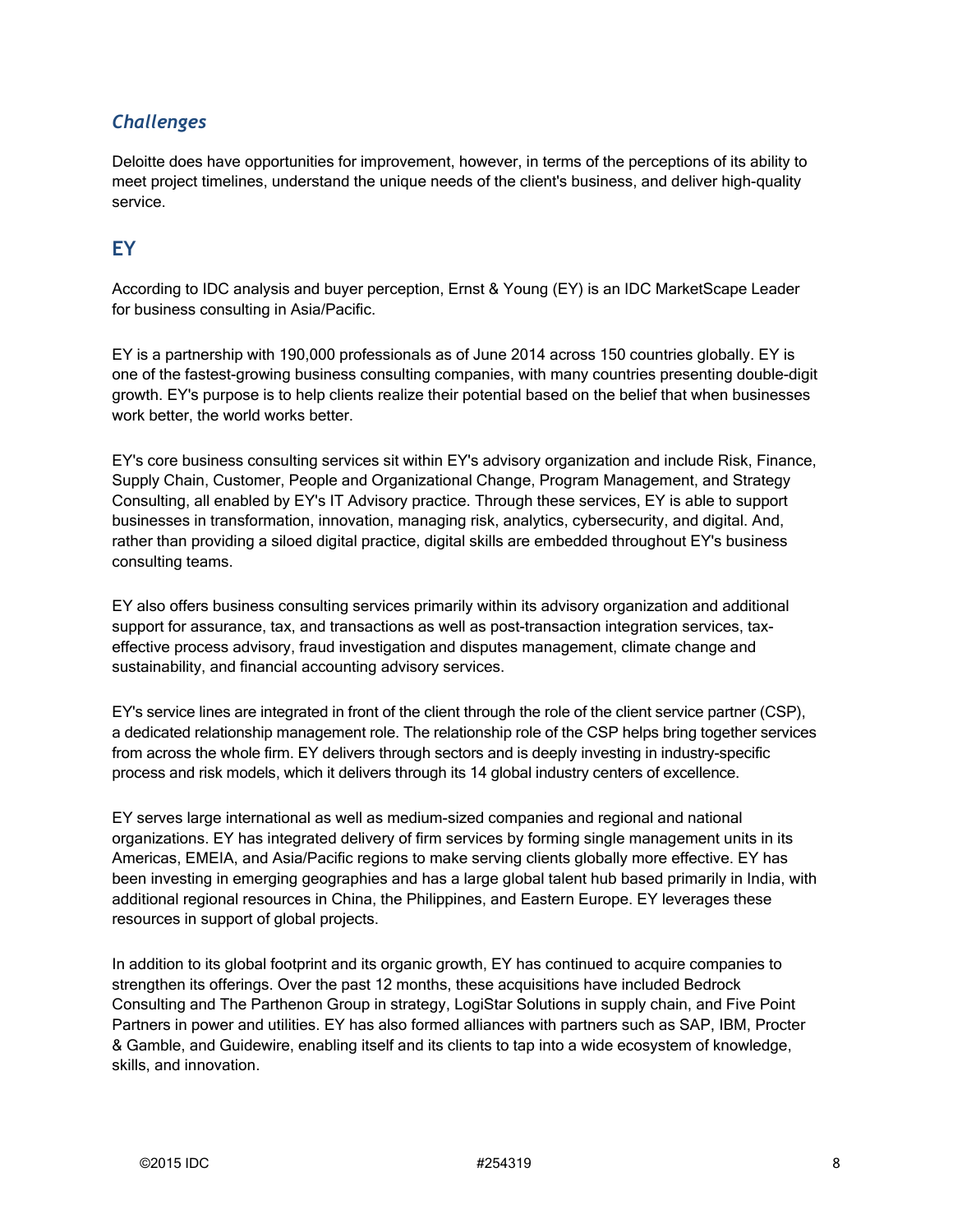### *Challenges*

Deloitte does have opportunities for improvement, however, in terms of the perceptions of its ability to meet project timelines, understand the unique needs of the client's business, and deliver high-quality service.

## EY

According to IDC analysis and buyer perception, Ernst & Young (EY) is an IDC MarketScape Leader for business consulting in Asia/Pacific.

EY is a partnership with 190,000 professionals as of June 2014 across 150 countries globally. EY is one of the fastest-growing business consulting companies, with many countries presenting double-digit growth. EY's purpose is to help clients realize their potential based on the belief that when businesses work better, the world works better.

EY's core business consulting services sit within EY's advisory organization and include Risk, Finance, Supply Chain, Customer, People and Organizational Change, Program Management, and Strategy Consulting, all enabled by EY's IT Advisory practice. Through these services, EY is able to support businesses in transformation, innovation, managing risk, analytics, cybersecurity, and digital. And, rather than providing a siloed digital practice, digital skills are embedded throughout EY's business consulting teams.

EY also offers business consulting services primarily within its advisory organization and additional support for assurance, tax, and transactions as well as post-transaction integration services, tax-effective process advisory, fraud investigation and disputes management, climate change and sustainability, and financial accounting advisory services.

EY's service lines are integrated in front of the client through the role of the client service partner (CSP), a dedicated relationship management role. The relationship role of the CSP helps bring together services from across the whole firm. EY delivers through sectors and is deeply investing in industry-specific process and risk models, which it delivers through its 14 global industry centers of excellence.

EY serves large international as well as medium-sized companies and regional and national organizations. EY has integrated delivery of firm services by forming single management units in its Americas, EMEIA, and Asia/Pacific regions to make serving clients globally more effective. EY has been investing in emerging geographies and has a large global talent hub based primarily in India, with additional regional resources in China, the Philippines, and Eastern Europe. EY leverages these resources in support of global projects.

In addition to its global footprint and its organic growth, EY has continued to acquire companies to strengthen its offerings. Over the past 12 months, these acquisitions have included Bedrock Consulting and The Parthenon Group in strategy, LogiStar Solutions in supply chain, and Five Point Partners in power and utilities. EY has also formed alliances with partners such as SAP, IBM, Procter & Gamble, and Guidewire, enabling itself and its clients to tap into a wide ecosystem of knowledge, skills, and innovation.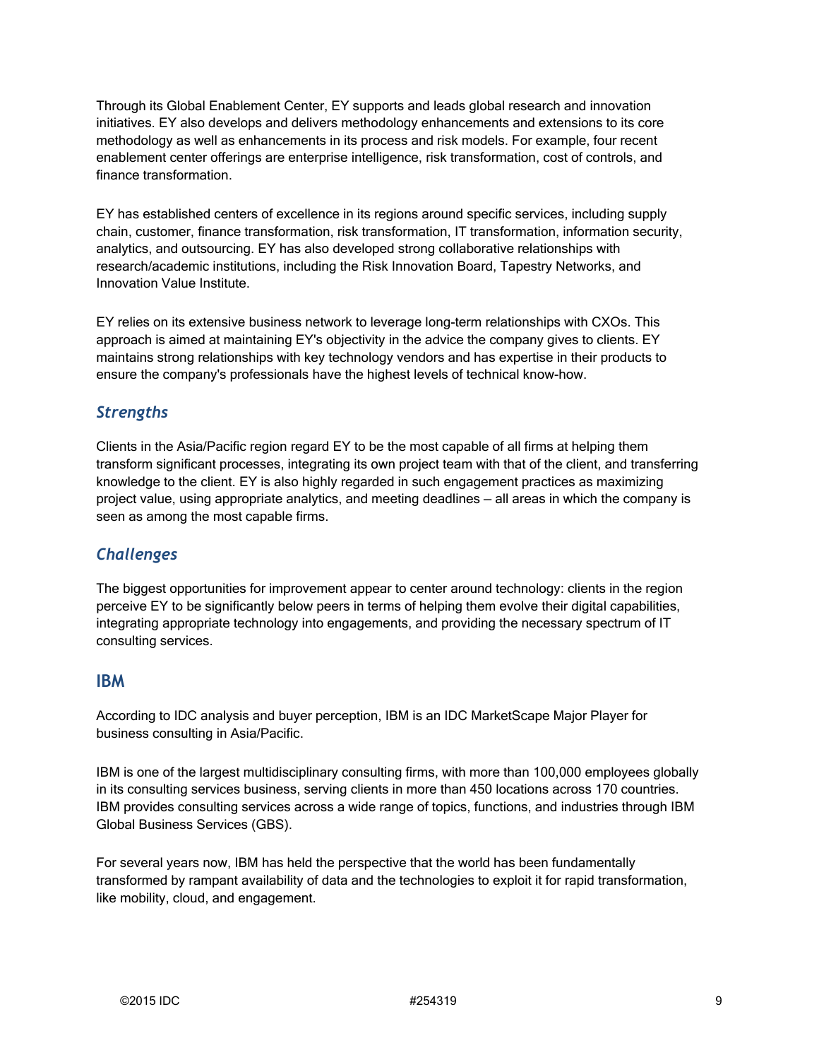Through its Global Enablement Center, EY supports and leads global research and innovation initiatives. EY also develops and delivers methodology enhancements and extensions to its core methodology as well as enhancements in its process and risk models. For example, four recent enablement center offerings are enterprise intelligence, risk transformation, cost of controls, and finance transformation.

EY has established centers of excellence in its regions around specific services, including supply chain, customer, finance transformation, risk transformation, IT transformation, information security, analytics, and outsourcing. EY has also developed strong collaborative relationships with research/academic institutions, including the Risk Innovation Board, Tapestry Networks, and Innovation Value Institute.

EY relies on its extensive business network to leverage long-term relationships with CXOs. This approach is aimed at maintaining EY's objectivity in the advice the company gives to clients. EY maintains strong relationships with key technology vendors and has expertise in their products to ensure the company's professionals have the highest levels of technical know-how.

### *Strengths*

Clients in the Asia/Pacific region regard EY to be the most capable of all firms at helping them transform significant processes, integrating its own project team with that of the client, and transferring knowledge to the client. EY is also highly regarded in such engagement practices as maximizing project value, using appropriate analytics, and meeting deadlines — all areas in which the company is seen as among the most capable firms.

### *Challenges*

The biggest opportunities for improvement appear to center around technology: clients in the region perceive EY to be significantly below peers in terms of helping them evolve their digital capabilities, integrating appropriate technology into engagements, and providing the necessary spectrum of IT consulting services.

## IBM

According to IDC analysis and buyer perception, IBM is an IDC MarketScape Major Player for business consulting in Asia/Pacific.

IBM is one of the largest multidisciplinary consulting firms, with more than 100,000 employees globally in its consulting services business, serving clients in more than 450 locations across 170 countries. IBM provides consulting services across a wide range of topics, functions, and industries through IBM Global Business Services (GBS).

For several years now, IBM has held the perspective that the world has been fundamentally transformed by rampant availability of data and the technologies to exploit it for rapid transformation, like mobility, cloud, and engagement.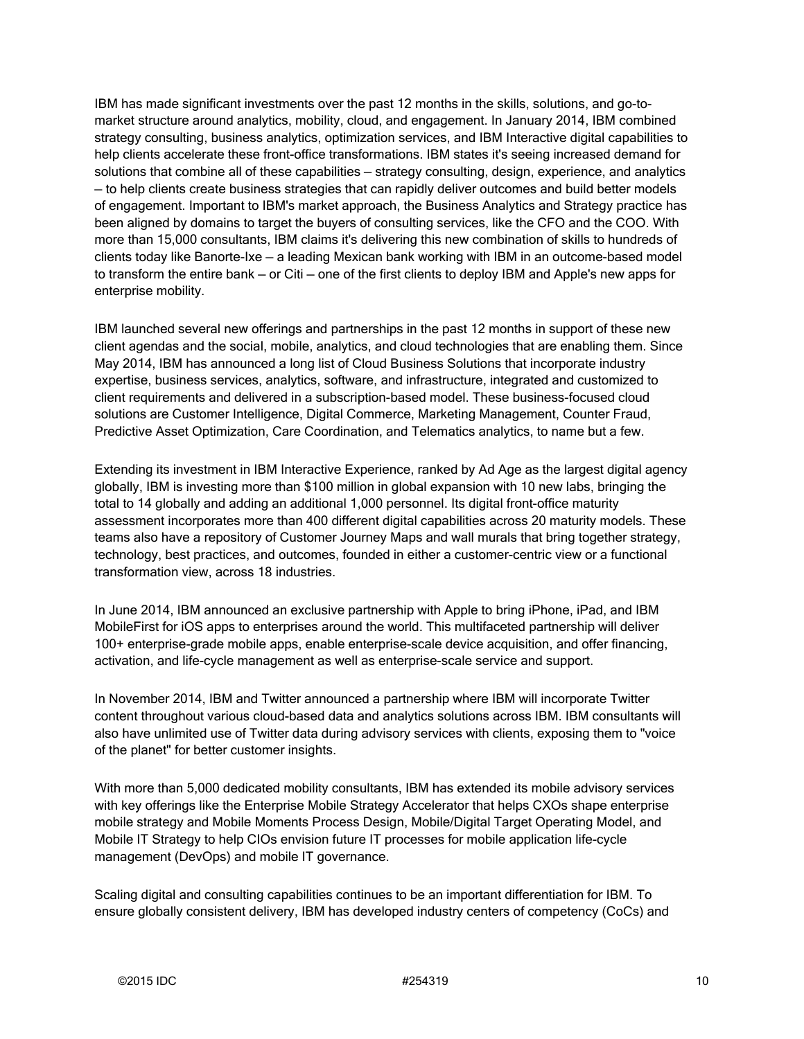IBM has made significant investments over the past 12 months in the skills, solutions, and go-to-market structure around analytics, mobility, cloud, and engagement. In January 2014, IBM combined strategy consulting, business analytics, optimization services, and IBM Interactive digital capabilities to help clients accelerate these front-office transformations. IBM states it's seeing increased demand for solutions that combine all of these capabilities — strategy consulting, design, experience, and analytics — to help clients create business strategies that can rapidly deliver outcomes and build better models of engagement. Important to IBM's market approach, the Business Analytics and Strategy practice has been aligned by domains to target the buyers of consulting services, like the CFO and the COO. With more than 15,000 consultants, IBM claims it's delivering this new combination of skills to hundreds of clients today like Banorte-Ixe — a leading Mexican bank working with IBM in an outcome-based model to transform the entire bank — or Citi — one of the first clients to deploy IBM and Apple's new apps for enterprise mobility.

IBM launched several new offerings and partnerships in the past 12 months in support of these new client agendas and the social, mobile, analytics, and cloud technologies that are enabling them. Since May 2014, IBM has announced a long list of Cloud Business Solutions that incorporate industry expertise, business services, analytics, software, and infrastructure, integrated and customized to client requirements and delivered in a subscription-based model. These business-focused cloud solutions are Customer Intelligence, Digital Commerce, Marketing Management, Counter Fraud, Predictive Asset Optimization, Care Coordination, and Telematics analytics, to name but a few.

Extending its investment in IBM Interactive Experience, ranked by Ad Age as the largest digital agency globally, IBM is investing more than $100 million in global expansion with 10 new labs, bringing the total to 14 globally and adding an additional 1,000 personnel. Its digital front-office maturity assessment incorporates more than 400 different digital capabilities across 20 maturity models. These teams also have a repository of Customer Journey Maps and wall murals that bring together strategy, technology, best practices, and outcomes, founded in either a customer-centric view or a functional transformation view, across 18 industries.

In June 2014, IBM announced an exclusive partnership with Apple to bring iPhone, iPad, and IBM MobileFirst for iOS apps to enterprises around the world. This multifaceted partnership will deliver 100+ enterprise-grade mobile apps, enable enterprise-scale device acquisition, and offer financing, activation, and life-cycle management as well as enterprise-scale service and support.

In November 2014, IBM and Twitter announced a partnership where IBM will incorporate Twitter content throughout various cloud-based data and analytics solutions across IBM. IBM consultants will also have unlimited use of Twitter data during advisory services with clients, exposing them to "voice of the planet" for better customer insights.

With more than 5,000 dedicated mobility consultants, IBM has extended its mobile advisory services with key offerings like the Enterprise Mobile Strategy Accelerator that helps CXOs shape enterprise mobile strategy and Mobile Moments Process Design, Mobile/Digital Target Operating Model, and Mobile IT Strategy to help CIOs envision future IT processes for mobile application life-cycle management (DevOps) and mobile IT governance.

Scaling digital and consulting capabilities continues to be an important differentiation for IBM. To ensure globally consistent delivery, IBM has developed industry centers of competency (CoCs) and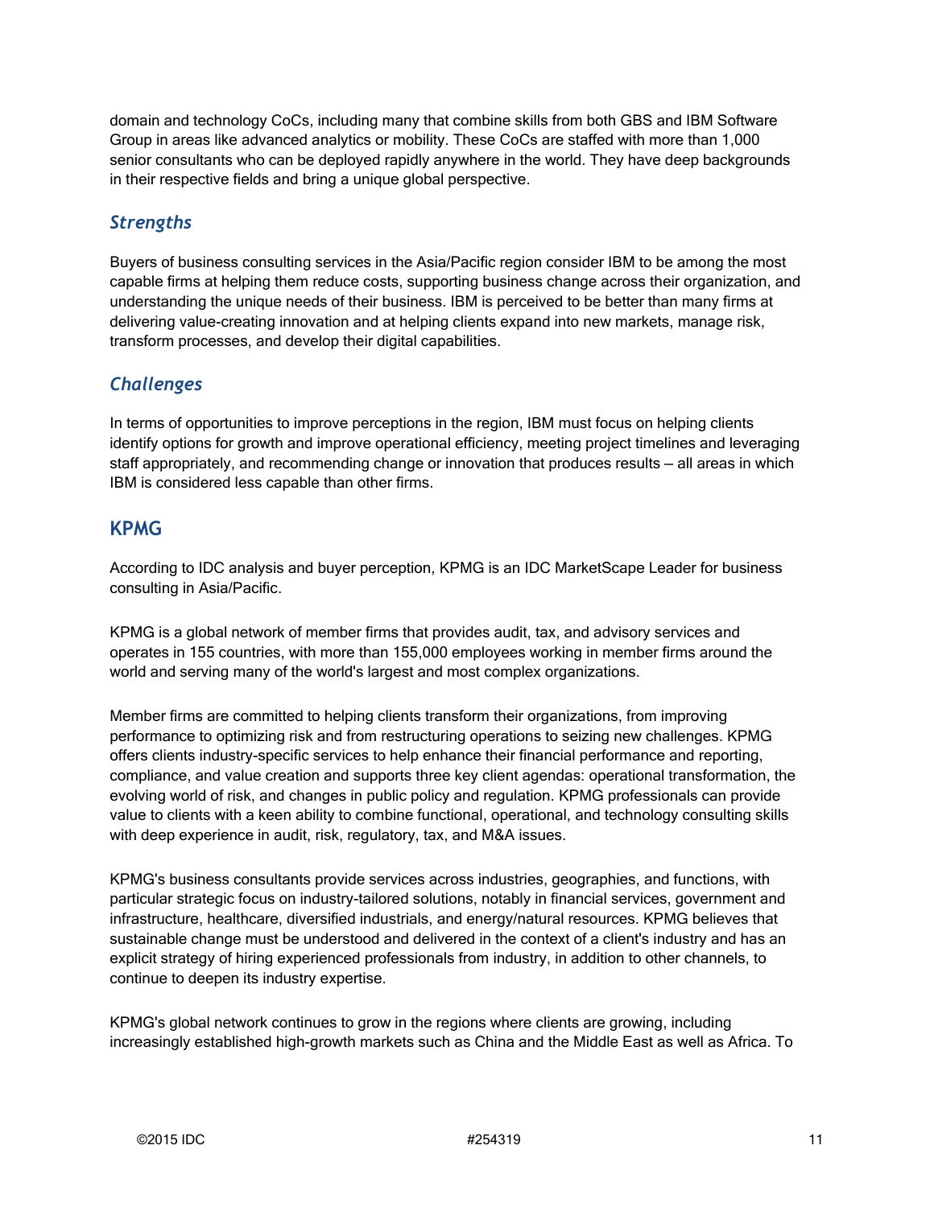domain and technology CoCs, including many that combine skills from both GBS and IBM Software Group in areas like advanced analytics or mobility. These CoCs are staffed with more than 1,000 senior consultants who can be deployed rapidly anywhere in the world. They have deep backgrounds in their respective fields and bring a unique global perspective.

### *Strengths*

Buyers of business consulting services in the Asia/Pacific region consider IBM to be among the most capable firms at helping them reduce costs, supporting business change across their organization, and understanding the unique needs of their business. IBM is perceived to be better than many firms at delivering value-creating innovation and at helping clients expand into new markets, manage risk, transform processes, and develop their digital capabilities.

### *Challenges*

In terms of opportunities to improve perceptions in the region, IBM must focus on helping clients identify options for growth and improve operational efficiency, meeting project timelines and leveraging staff appropriately, and recommending change or innovation that produces results — all areas in which IBM is considered less capable than other firms.

## KPMG

According to IDC analysis and buyer perception, KPMG is an IDC MarketScape Leader for business consulting in Asia/Pacific.

KPMG is a global network of member firms that provides audit, tax, and advisory services and operates in 155 countries, with more than 155,000 employees working in member firms around the world and serving many of the world's largest and most complex organizations.

Member firms are committed to helping clients transform their organizations, from improving performance to optimizing risk and from restructuring operations to seizing new challenges. KPMG offers clients industry-specific services to help enhance their financial performance and reporting, compliance, and value creation and supports three key client agendas: operational transformation, the evolving world of risk, and changes in public policy and regulation. KPMG professionals can provide value to clients with a keen ability to combine functional, operational, and technology consulting skills with deep experience in audit, risk, regulatory, tax, and M&A issues.

KPMG's business consultants provide services across industries, geographies, and functions, with particular strategic focus on industry-tailored solutions, notably in financial services, government and infrastructure, healthcare, diversified industrials, and energy/natural resources. KPMG believes that sustainable change must be understood and delivered in the context of a client's industry and has an explicit strategy of hiring experienced professionals from industry, in addition to other channels, to continue to deepen its industry expertise.

KPMG's global network continues to grow in the regions where clients are growing, including increasingly established high-growth markets such as China and the Middle East as well as Africa. To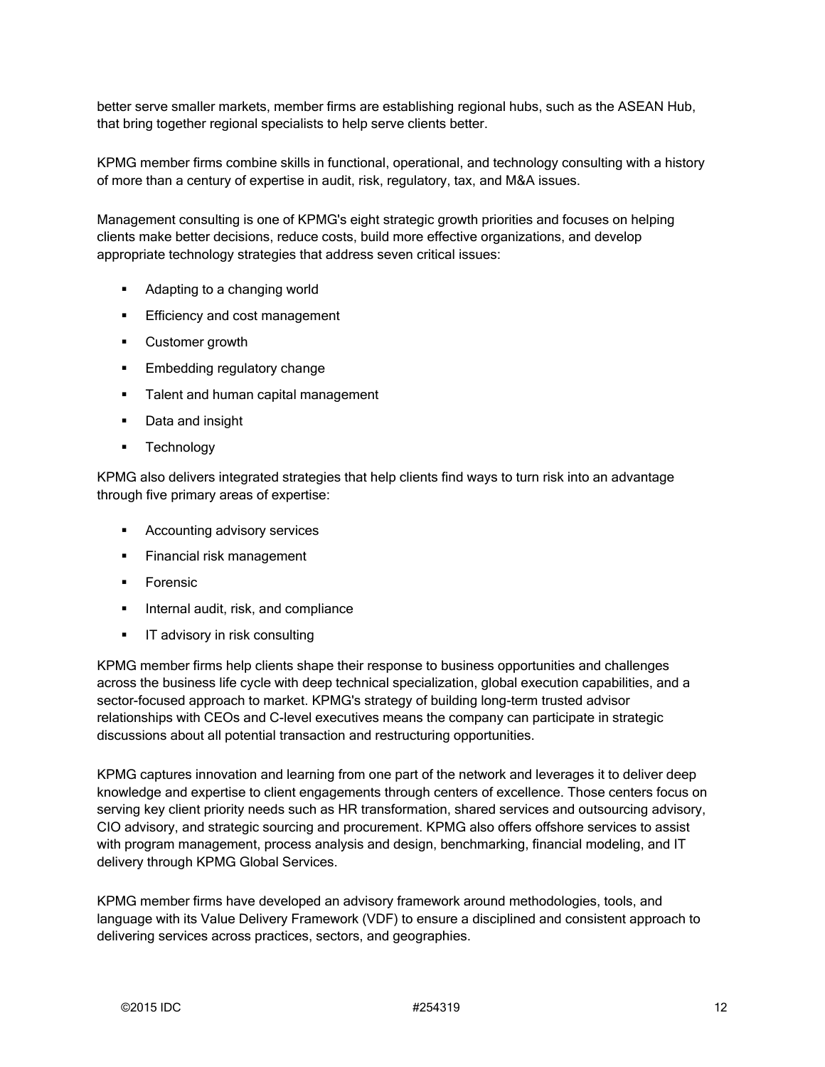better serve smaller markets, member firms are establishing regional hubs, such as the ASEAN Hub, that bring together regional specialists to help serve clients better.

KPMG member firms combine skills in functional, operational, and technology consulting with a history of more than a century of expertise in audit, risk, regulatory, tax, and M&A issues.

Management consulting is one of KPMG's eight strategic growth priorities and focuses on helping clients make better decisions, reduce costs, build more effective organizations, and develop appropriate technology strategies that address seven critical issues:

- Adapting to a changing world
- Efficiency and cost management
- Customer growth
- Embedding regulatory change
- Talent and human capital management
- Data and insight
- Technology

KPMG also delivers integrated strategies that help clients find ways to turn risk into an advantage through five primary areas of expertise:

- Accounting advisory services
- Financial risk management
- Forensic
- Internal audit, risk, and compliance
- IT advisory in risk consulting

KPMG member firms help clients shape their response to business opportunities and challenges across the business life cycle with deep technical specialization, global execution capabilities, and a sector-focused approach to market. KPMG's strategy of building long-term trusted advisor relationships with CEOs and C-level executives means the company can participate in strategic discussions about all potential transaction and restructuring opportunities.

KPMG captures innovation and learning from one part of the network and leverages it to deliver deep knowledge and expertise to client engagements through centers of excellence. Those centers focus on serving key client priority needs such as HR transformation, shared services and outsourcing advisory, CIO advisory, and strategic sourcing and procurement. KPMG also offers offshore services to assist with program management, process analysis and design, benchmarking, financial modeling, and IT delivery through KPMG Global Services.

KPMG member firms have developed an advisory framework around methodologies, tools, and language with its Value Delivery Framework (VDF) to ensure a disciplined and consistent approach to delivering services across practices, sectors, and geographies.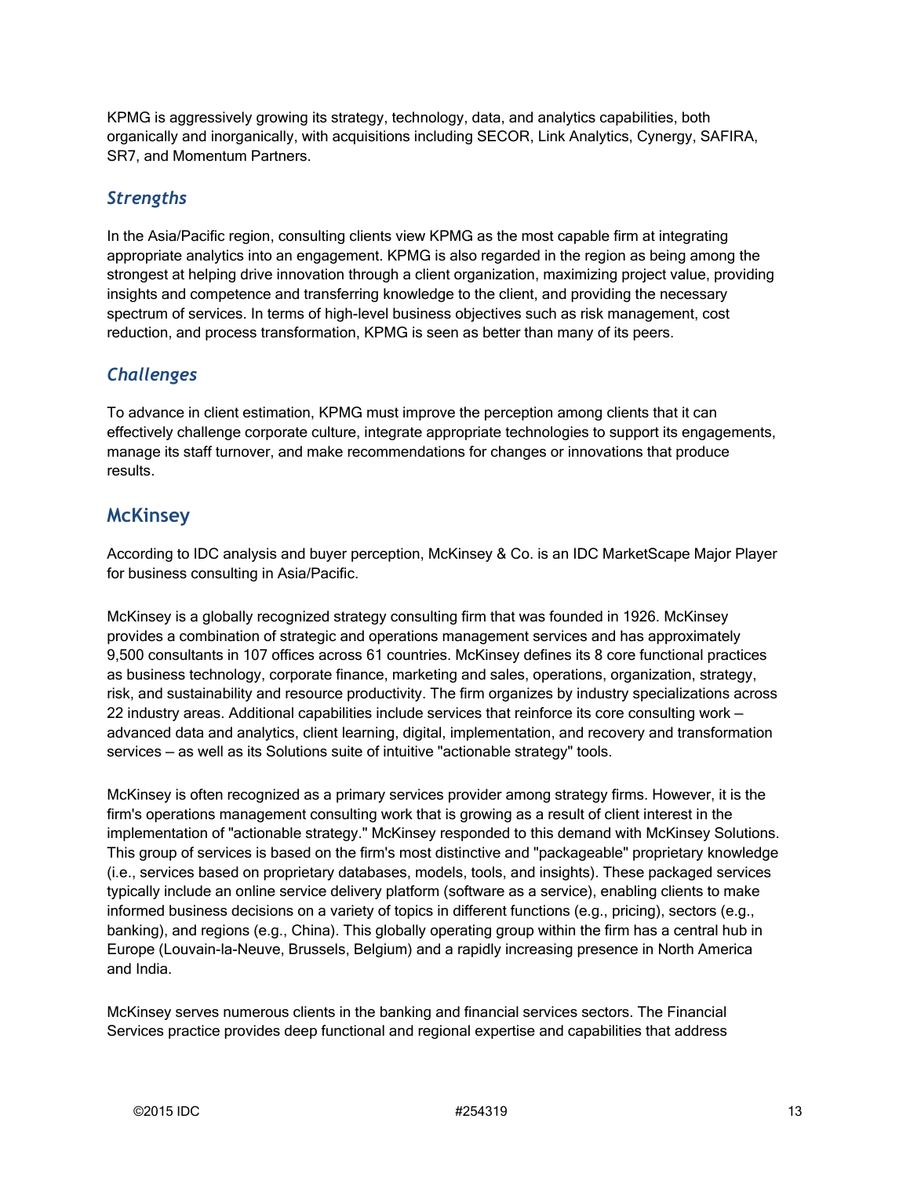KPMG is aggressively growing its strategy, technology, data, and analytics capabilities, both organically and inorganically, with acquisitions including SECOR, Link Analytics, Cynergy, SAFIRA, SR7, and Momentum Partners.

### *Strengths*

In the Asia/Pacific region, consulting clients view KPMG as the most capable firm at integrating appropriate analytics into an engagement. KPMG is also regarded in the region as being among the strongest at helping drive innovation through a client organization, maximizing project value, providing insights and competence and transferring knowledge to the client, and providing the necessary spectrum of services. In terms of high-level business objectives such as risk management, cost reduction, and process transformation, KPMG is seen as better than many of its peers.

### *Challenges*

To advance in client estimation, KPMG must improve the perception among clients that it can effectively challenge corporate culture, integrate appropriate technologies to support its engagements, manage its staff turnover, and make recommendations for changes or innovations that produce results.

## McKinsey

According to IDC analysis and buyer perception, McKinsey & Co. is an IDC MarketScape Major Player for business consulting in Asia/Pacific.

McKinsey is a globally recognized strategy consulting firm that was founded in 1926. McKinsey provides a combination of strategic and operations management services and has approximately 9,500 consultants in 107 offices across 61 countries. McKinsey defines its 8 core functional practices as business technology, corporate finance, marketing and sales, operations, organization, strategy, risk, and sustainability and resource productivity. The firm organizes by industry specializations across 22 industry areas. Additional capabilities include services that reinforce its core consulting work — advanced data and analytics, client learning, digital, implementation, and recovery and transformation services — as well as its Solutions suite of intuitive "actionable strategy" tools.

McKinsey is often recognized as a primary services provider among strategy firms. However, it is the firm's operations management consulting work that is growing as a result of client interest in the implementation of "actionable strategy." McKinsey responded to this demand with McKinsey Solutions. This group of services is based on the firm's most distinctive and "packageable" proprietary knowledge (i.e., services based on proprietary databases, models, tools, and insights). These packaged services typically include an online service delivery platform (software as a service), enabling clients to make informed business decisions on a variety of topics in different functions (e.g., pricing), sectors (e.g., banking), and regions (e.g., China). This globally operating group within the firm has a central hub in Europe (Louvain-la-Neuve, Brussels, Belgium) and a rapidly increasing presence in North America and India.

McKinsey serves numerous clients in the banking and financial services sectors. The Financial Services practice provides deep functional and regional expertise and capabilities that address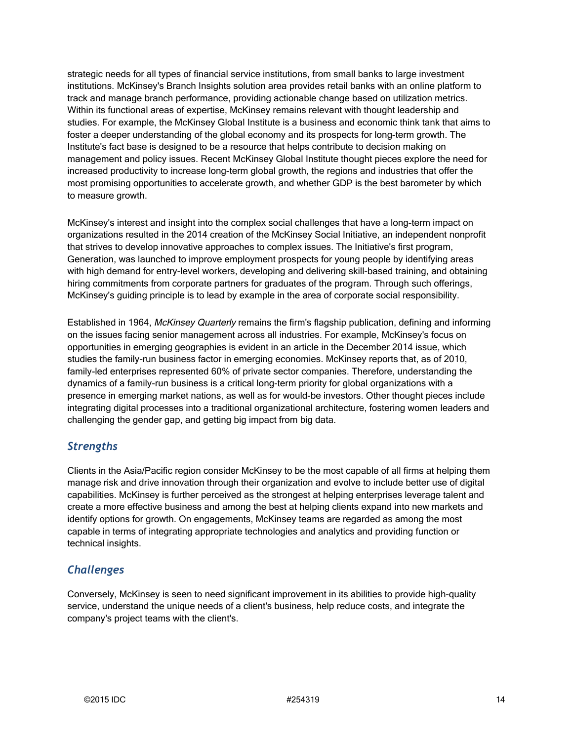strategic needs for all types of financial service institutions, from small banks to large investment institutions. McKinsey's Branch Insights solution area provides retail banks with an online platform to track and manage branch performance, providing actionable change based on utilization metrics. Within its functional areas of expertise, McKinsey remains relevant with thought leadership and studies. For example, the McKinsey Global Institute is a business and economic think tank that aims to foster a deeper understanding of the global economy and its prospects for long-term growth. The Institute's fact base is designed to be a resource that helps contribute to decision making on management and policy issues. Recent McKinsey Global Institute thought pieces explore the need for increased productivity to increase long-term global growth, the regions and industries that offer the most promising opportunities to accelerate growth, and whether GDP is the best barometer by which to measure growth.

McKinsey's interest and insight into the complex social challenges that have a long-term impact on organizations resulted in the 2014 creation of the McKinsey Social Initiative, an independent nonprofit that strives to develop innovative approaches to complex issues. The Initiative's first program, Generation, was launched to improve employment prospects for young people by identifying areas with high demand for entry-level workers, developing and delivering skill-based training, and obtaining hiring commitments from corporate partners for graduates of the program. Through such offerings, McKinsey's guiding principle is to lead by example in the area of corporate social responsibility.

Established in 1964, *McKinsey Quarterly* remains the firm's flagship publication, defining and informing on the issues facing senior management across all industries. For example, McKinsey's focus on opportunities in emerging geographies is evident in an article in the December 2014 issue, which studies the family-run business factor in emerging economies. McKinsey reports that, as of 2010, family-led enterprises represented 60% of private sector companies. Therefore, understanding the dynamics of a family-run business is a critical long-term priority for global organizations with a presence in emerging market nations, as well as for would-be investors. Other thought pieces include integrating digital processes into a traditional organizational architecture, fostering women leaders and challenging the gender gap, and getting big impact from big data.

### *Strengths*

Clients in the Asia/Pacific region consider McKinsey to be the most capable of all firms at helping them manage risk and drive innovation through their organization and evolve to include better use of digital capabilities. McKinsey is further perceived as the strongest at helping enterprises leverage talent and create a more effective business and among the best at helping clients expand into new markets and identify options for growth. On engagements, McKinsey teams are regarded as among the most capable in terms of integrating appropriate technologies and analytics and providing function or technical insights.

### *Challenges*

Conversely, McKinsey is seen to need significant improvement in its abilities to provide high-quality service, understand the unique needs of a client's business, help reduce costs, and integrate the company's project teams with the client's.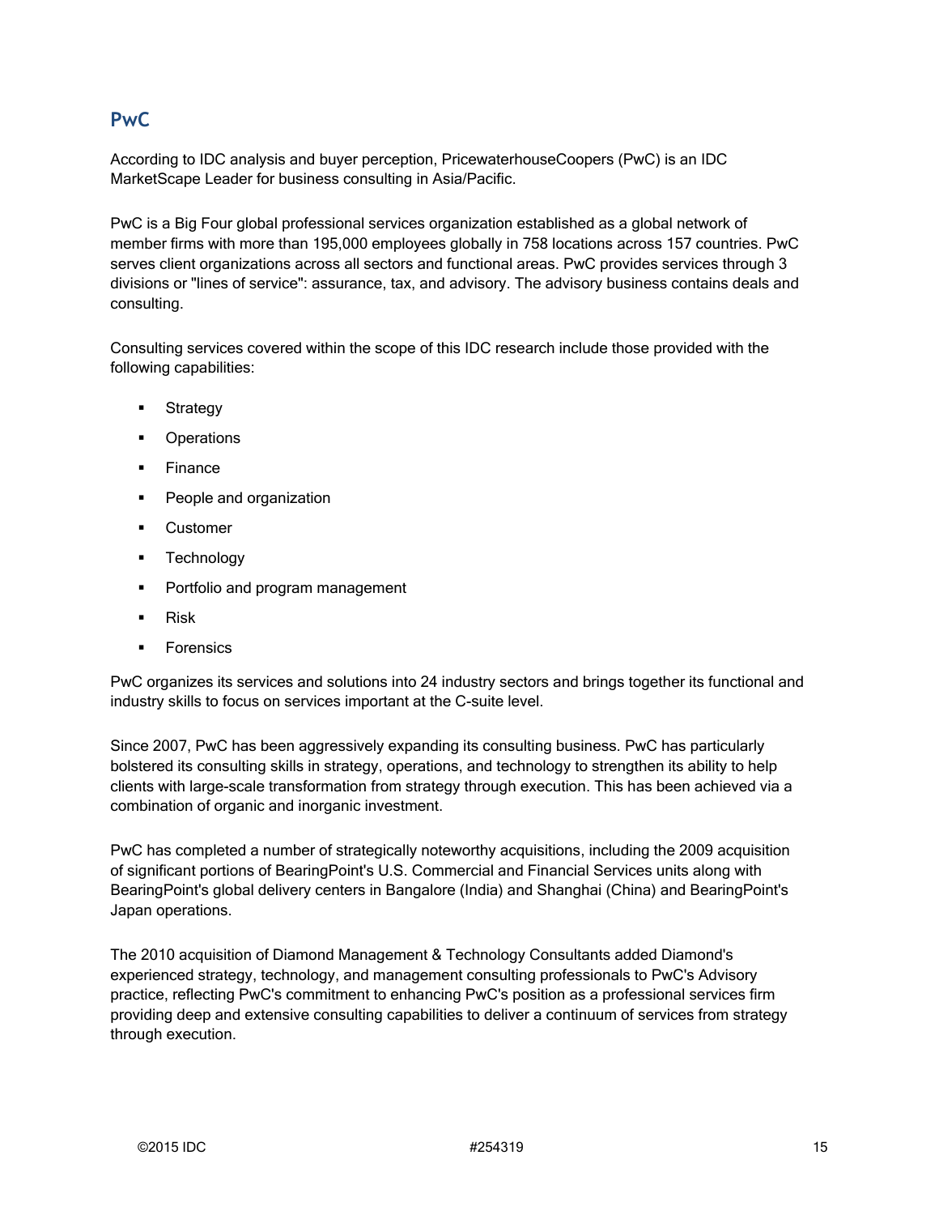## PwC

According to IDC analysis and buyer perception, PricewaterhouseCoopers (PwC) is an IDC MarketScape Leader for business consulting in Asia/Pacific.

PwC is a Big Four global professional services organization established as a global network of member firms with more than 195,000 employees globally in 758 locations across 157 countries. PwC serves client organizations across all sectors and functional areas. PwC provides services through 3 divisions or "lines of service": assurance, tax, and advisory. The advisory business contains deals and consulting.

Consulting services covered within the scope of this IDC research include those provided with the following capabilities:

- Strategy
- Operations
- Finance
- People and organization
- Customer
- Technology
- Portfolio and program management
- Risk
- Forensics

PwC organizes its services and solutions into 24 industry sectors and brings together its functional and industry skills to focus on services important at the C-suite level.

Since 2007, PwC has been aggressively expanding its consulting business. PwC has particularly bolstered its consulting skills in strategy, operations, and technology to strengthen its ability to help clients with large-scale transformation from strategy through execution. This has been achieved via a combination of organic and inorganic investment.

PwC has completed a number of strategically noteworthy acquisitions, including the 2009 acquisition of significant portions of BearingPoint's U.S. Commercial and Financial Services units along with BearingPoint's global delivery centers in Bangalore (India) and Shanghai (China) and BearingPoint's Japan operations.

The 2010 acquisition of Diamond Management & Technology Consultants added Diamond's experienced strategy, technology, and management consulting professionals to PwC's Advisory practice, reflecting PwC's commitment to enhancing PwC's position as a professional services firm providing deep and extensive consulting capabilities to deliver a continuum of services from strategy through execution.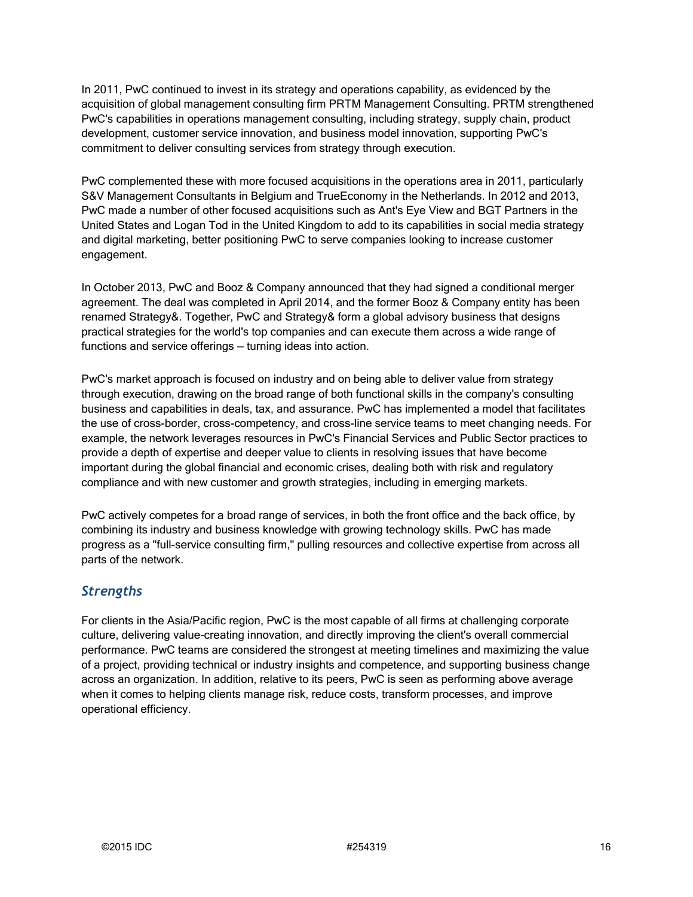In 2011, PwC continued to invest in its strategy and operations capability, as evidenced by the acquisition of global management consulting firm PRTM Management Consulting. PRTM strengthened PwC's capabilities in operations management consulting, including strategy, supply chain, product development, customer service innovation, and business model innovation, supporting PwC's commitment to deliver consulting services from strategy through execution.

PwC complemented these with more focused acquisitions in the operations area in 2011, particularly S&V Management Consultants in Belgium and TrueEconomy in the Netherlands. In 2012 and 2013, PwC made a number of other focused acquisitions such as Ant's Eye View and BGT Partners in the United States and Logan Tod in the United Kingdom to add to its capabilities in social media strategy and digital marketing, better positioning PwC to serve companies looking to increase customer engagement.

In October 2013, PwC and Booz & Company announced that they had signed a conditional merger agreement. The deal was completed in April 2014, and the former Booz & Company entity has been renamed Strategy&. Together, PwC and Strategy& form a global advisory business that designs practical strategies for the world's top companies and can execute them across a wide range of functions and service offerings — turning ideas into action.

PwC's market approach is focused on industry and on being able to deliver value from strategy through execution, drawing on the broad range of both functional skills in the company's consulting business and capabilities in deals, tax, and assurance. PwC has implemented a model that facilitates the use of cross-border, cross-competency, and cross-line service teams to meet changing needs. For example, the network leverages resources in PwC's Financial Services and Public Sector practices to provide a depth of expertise and deeper value to clients in resolving issues that have become important during the global financial and economic crises, dealing both with risk and regulatory compliance and with new customer and growth strategies, including in emerging markets.

PwC actively competes for a broad range of services, in both the front office and the back office, by combining its industry and business knowledge with growing technology skills. PwC has made progress as a "full-service consulting firm," pulling resources and collective expertise from across all parts of the network.

### *Strengths*

For clients in the Asia/Pacific region, PwC is the most capable of all firms at challenging corporate culture, delivering value-creating innovation, and directly improving the client's overall commercial performance. PwC teams are considered the strongest at meeting timelines and maximizing the value of a project, providing technical or industry insights and competence, and supporting business change across an organization. In addition, relative to its peers, PwC is seen as performing above average when it comes to helping clients manage risk, reduce costs, transform processes, and improve operational efficiency.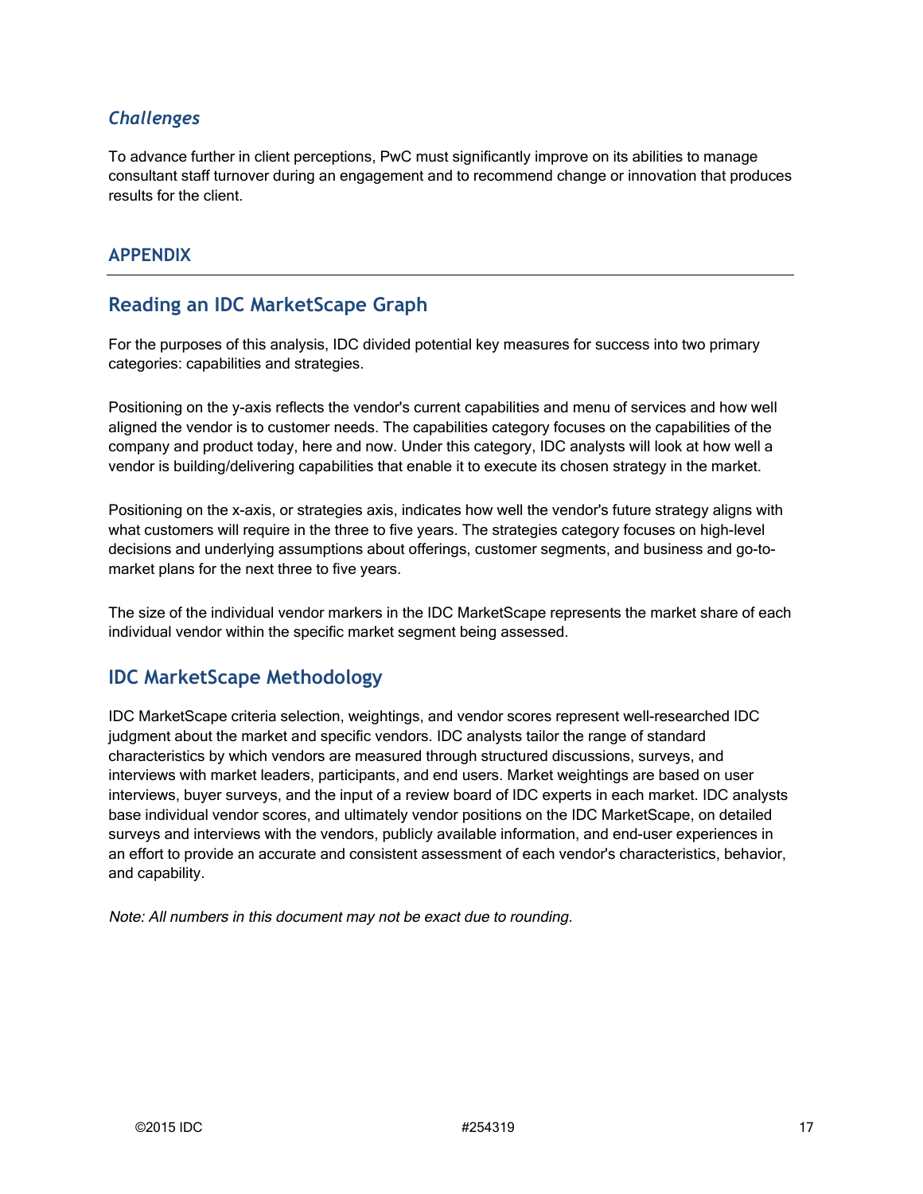### *Challenges*

To advance further in client perceptions, PwC must significantly improve on its abilities to manage consultant staff turnover during an engagement and to recommend change or innovation that produces results for the client.

## APPENDIX

---

## Reading an IDC MarketScape Graph

For the purposes of this analysis, IDC divided potential key measures for success into two primary categories: capabilities and strategies.

Positioning on the y-axis reflects the vendor's current capabilities and menu of services and how well aligned the vendor is to customer needs. The capabilities category focuses on the capabilities of the company and product today, here and now. Under this category, IDC analysts will look at how well a vendor is building/delivering capabilities that enable it to execute its chosen strategy in the market.

Positioning on the x-axis, or strategies axis, indicates how well the vendor's future strategy aligns with what customers will require in the three to five years. The strategies category focuses on high-level decisions and underlying assumptions about offerings, customer segments, and business and go-to-market plans for the next three to five years.

The size of the individual vendor markers in the IDC MarketScape represents the market share of each individual vendor within the specific market segment being assessed.

## IDC MarketScape Methodology

IDC MarketScape criteria selection, weightings, and vendor scores represent well-researched IDC judgment about the market and specific vendors. IDC analysts tailor the range of standard characteristics by which vendors are measured through structured discussions, surveys, and interviews with market leaders, participants, and end users. Market weightings are based on user interviews, buyer surveys, and the input of a review board of IDC experts in each market. IDC analysts base individual vendor scores, and ultimately vendor positions on the IDC MarketScape, on detailed surveys and interviews with the vendors, publicly available information, and end-user experiences in an effort to provide an accurate and consistent assessment of each vendor's characteristics, behavior, and capability.

*Note: All numbers in this document may not be exact due to rounding.*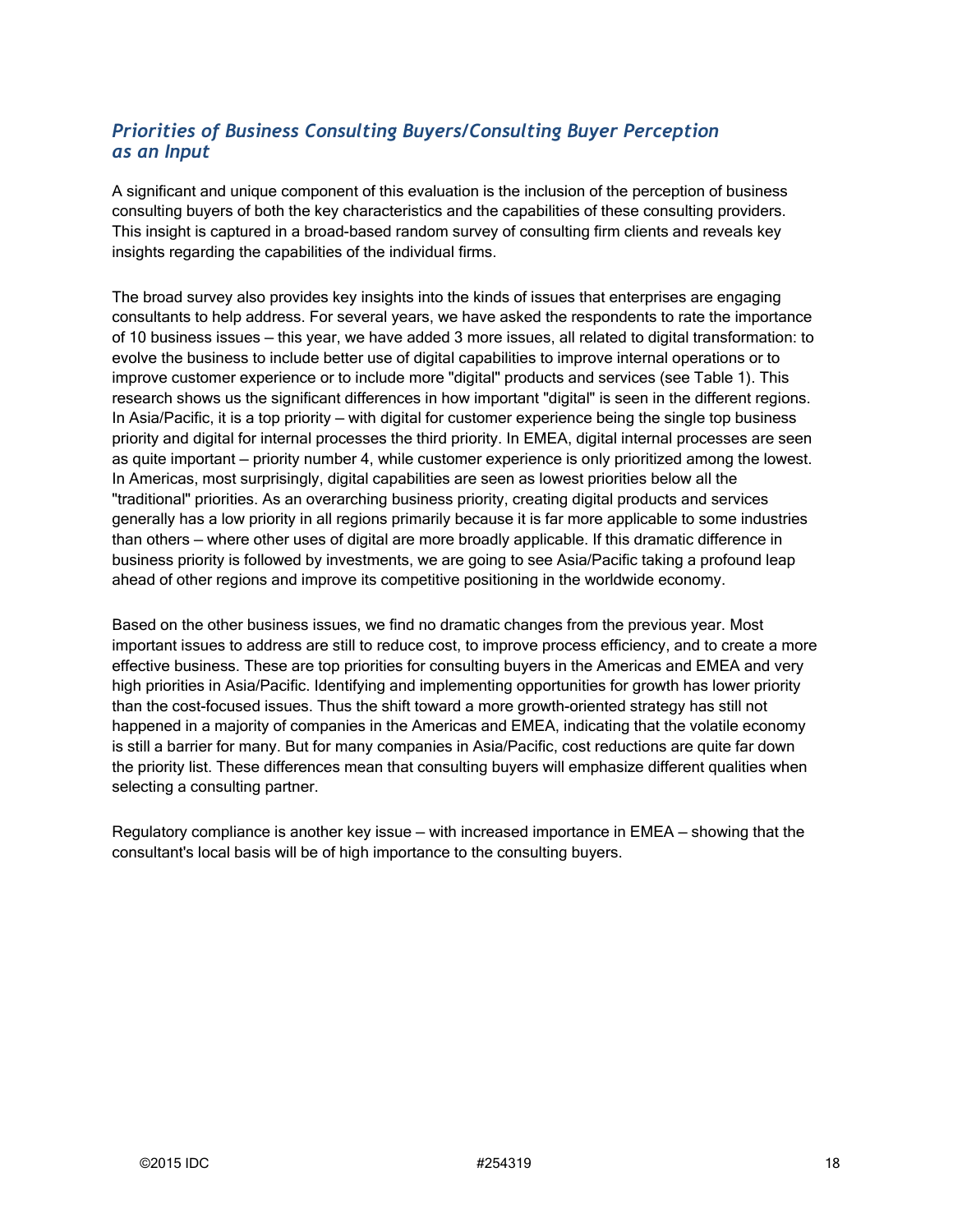### *Priorities of Business Consulting Buyers/Consulting Buyer Perception as an Input*

A significant and unique component of this evaluation is the inclusion of the perception of business consulting buyers of both the key characteristics and the capabilities of these consulting providers. This insight is captured in a broad-based random survey of consulting firm clients and reveals key insights regarding the capabilities of the individual firms.

The broad survey also provides key insights into the kinds of issues that enterprises are engaging consultants to help address. For several years, we have asked the respondents to rate the importance of 10 business issues — this year, we have added 3 more issues, all related to digital transformation: to evolve the business to include better use of digital capabilities to improve internal operations or to improve customer experience or to include more "digital" products and services (see Table 1). This research shows us the significant differences in how important "digital" is seen in the different regions. In Asia/Pacific, it is a top priority — with digital for customer experience being the single top business priority and digital for internal processes the third priority. In EMEA, digital internal processes are seen as quite important — priority number 4, while customer experience is only prioritized among the lowest. In Americas, most surprisingly, digital capabilities are seen as lowest priorities below all the "traditional" priorities. As an overarching business priority, creating digital products and services generally has a low priority in all regions primarily because it is far more applicable to some industries than others — where other uses of digital are more broadly applicable. If this dramatic difference in business priority is followed by investments, we are going to see Asia/Pacific taking a profound leap ahead of other regions and improve its competitive positioning in the worldwide economy.

Based on the other business issues, we find no dramatic changes from the previous year. Most important issues to address are still to reduce cost, to improve process efficiency, and to create a more effective business. These are top priorities for consulting buyers in the Americas and EMEA and very high priorities in Asia/Pacific. Identifying and implementing opportunities for growth has lower priority than the cost-focused issues. Thus the shift toward a more growth-oriented strategy has still not happened in a majority of companies in the Americas and EMEA, indicating that the volatile economy is still a barrier for many. But for many companies in Asia/Pacific, cost reductions are quite far down the priority list. These differences mean that consulting buyers will emphasize different qualities when selecting a consulting partner.

Regulatory compliance is another key issue — with increased importance in EMEA — showing that the consultant's local basis will be of high importance to the consulting buyers.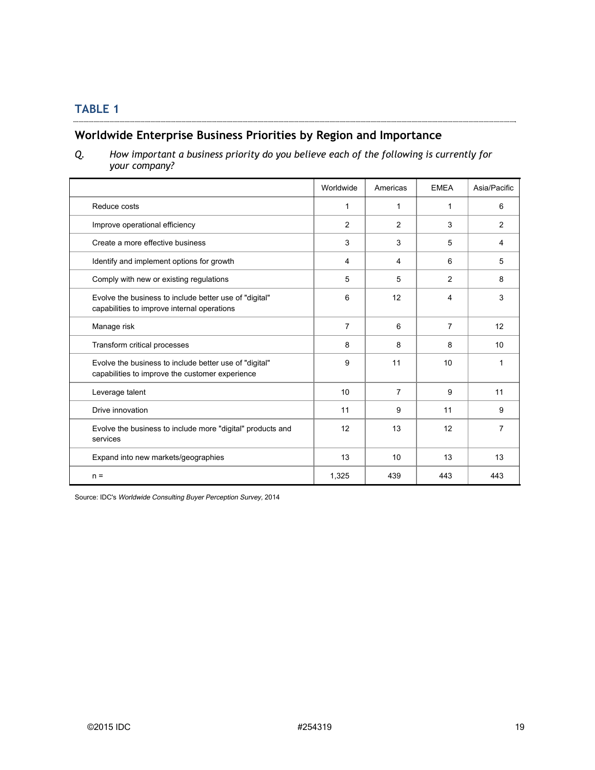## TABLE 1

### Worldwide Enterprise Business Priorities by Region and Importance

*Q. How important a business priority do you believe each of the following is currently for your company?*

| | Worldwide | Americas | EMEA | Asia/Pacific |
|---|---|---|---|---|
| Reduce costs | 1 | 1 | 1 | 6 |
| Improve operational efficiency | 2 | 2 | 3 | 2 |
| Create a more effective business | 3 | 3 | 5 | 4 |
| Identify and implement options for growth | 4 | 4 | 6 | 5 |
| Comply with new or existing regulations | 5 | 5 | 2 | 8 |
| Evolve the business to include better use of "digital" capabilities to improve internal operations | 6 | 12 | 4 | 3 |
| Manage risk | 7 | 6 | 7 | 12 |
| Transform critical processes | 8 | 8 | 8 | 10 |
| Evolve the business to include better use of "digital" capabilities to improve the customer experience | 9 | 11 | 10 | 1 |
| Leverage talent | 10 | 7 | 9 | 11 |
| Drive innovation | 11 | 9 | 11 | 9 |
| Evolve the business to include more "digital" products and services | 12 | 13 | 12 | 7 |
| Expand into new markets/geographies | 13 | 10 | 13 | 13 |
| n = | 1,325 | 439 | 443 | 443 |

Source: IDC's *Worldwide Consulting Buyer Perception Survey*, 2014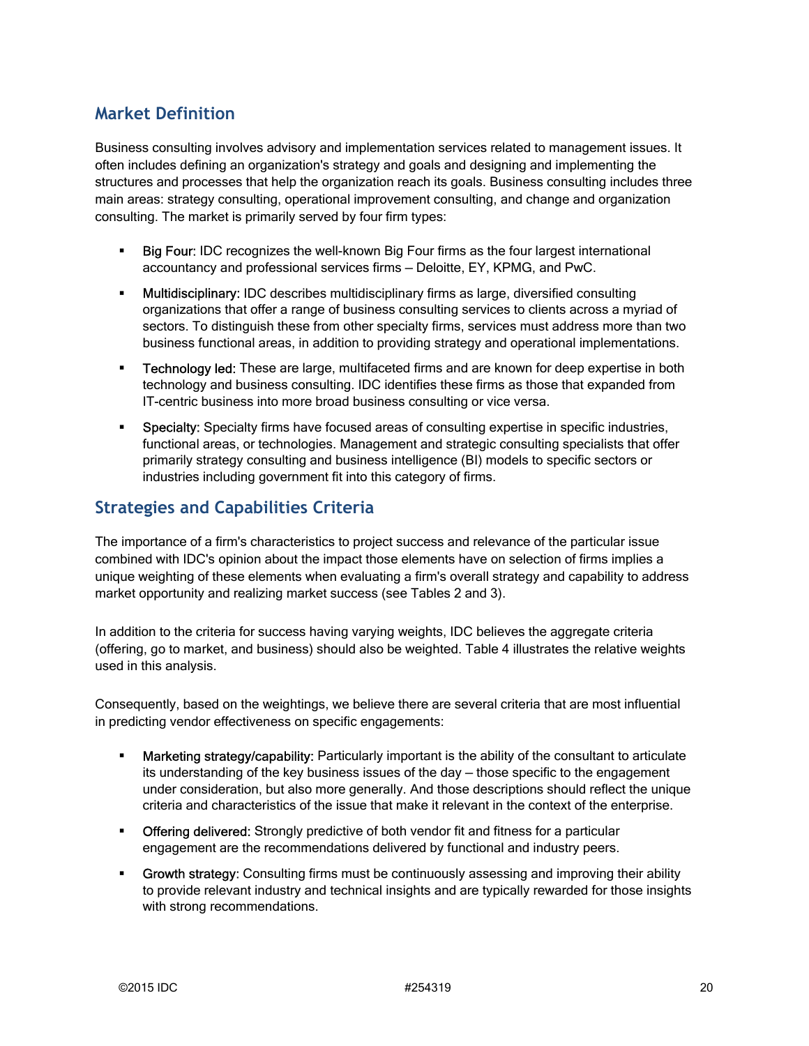## Market Definition

Business consulting involves advisory and implementation services related to management issues. It often includes defining an organization's strategy and goals and designing and implementing the structures and processes that help the organization reach its goals. Business consulting includes three main areas: strategy consulting, operational improvement consulting, and change and organization consulting. The market is primarily served by four firm types:

- Big Four: IDC recognizes the well-known Big Four firms as the four largest international accountancy and professional services firms – Deloitte, EY, KPMG, and PwC.
- Multidisciplinary: IDC describes multidisciplinary firms as large, diversified consulting organizations that offer a range of business consulting services to clients across a myriad of sectors. To distinguish these from other specialty firms, services must address more than two business functional areas, in addition to providing strategy and operational implementations.
- Technology led: These are large, multifaceted firms and are known for deep expertise in both technology and business consulting. IDC identifies these firms as those that expanded from IT-centric business into more broad business consulting or vice versa.
- Specialty: Specialty firms have focused areas of consulting expertise in specific industries, functional areas, or technologies. Management and strategic consulting specialists that offer primarily strategy consulting and business intelligence (BI) models to specific sectors or industries including government fit into this category of firms.

## Strategies and Capabilities Criteria

The importance of a firm's characteristics to project success and relevance of the particular issue combined with IDC's opinion about the impact those elements have on selection of firms implies a unique weighting of these elements when evaluating a firm's overall strategy and capability to address market opportunity and realizing market success (see Tables 2 and 3).

In addition to the criteria for success having varying weights, IDC believes the aggregate criteria (offering, go to market, and business) should also be weighted. Table 4 illustrates the relative weights used in this analysis.

Consequently, based on the weightings, we believe there are several criteria that are most influential in predicting vendor effectiveness on specific engagements:

- Marketing strategy/capability: Particularly important is the ability of the consultant to articulate its understanding of the key business issues of the day – those specific to the engagement under consideration, but also more generally. And those descriptions should reflect the unique criteria and characteristics of the issue that make it relevant in the context of the enterprise.
- Offering delivered: Strongly predictive of both vendor fit and fitness for a particular engagement are the recommendations delivered by functional and industry peers.
- Growth strategy: Consulting firms must be continuously assessing and improving their ability to provide relevant industry and technical insights and are typically rewarded for those insights with strong recommendations.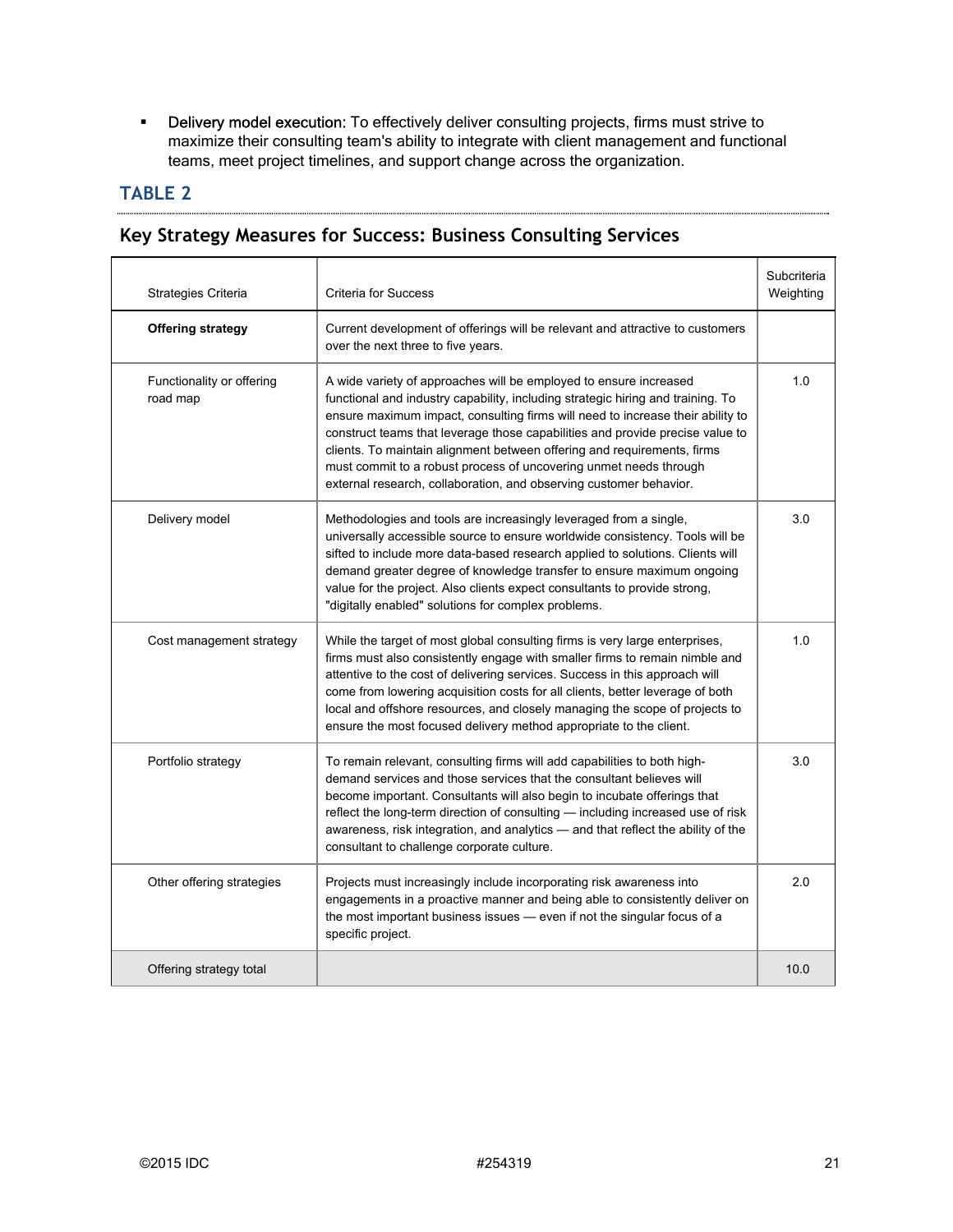- **Delivery model execution:** To effectively deliver consulting projects, firms must strive to maximize their consulting team's ability to integrate with client management and functional teams, meet project timelines, and support change across the organization.

## TABLE 2

### Key Strategy Measures for Success: Business Consulting Services

| Strategies Criteria | Criteria for Success | Subcriteria Weighting |
|---|---|---|
| **Offering strategy** | Current development of offerings will be relevant and attractive to customers over the next three to five years. | |
| Functionality or offering road map | A wide variety of approaches will be employed to ensure increased functional and industry capability, including strategic hiring and training. To ensure maximum impact, consulting firms will need to increase their ability to construct teams that leverage those capabilities and provide precise value to clients. To maintain alignment between offering and requirements, firms must commit to a robust process of uncovering unmet needs through external research, collaboration, and observing customer behavior. | 1.0 |
| Delivery model | Methodologies and tools are increasingly leveraged from a single, universally accessible source to ensure worldwide consistency. Tools will be sifted to include more data-based research applied to solutions. Clients will demand greater degree of knowledge transfer to ensure maximum ongoing value for the project. Also clients expect consultants to provide strong, "digitally enabled" solutions for complex problems. | 3.0 |
| Cost management strategy | While the target of most global consulting firms is very large enterprises, firms must also consistently engage with smaller firms to remain nimble and attentive to the cost of delivering services. Success in this approach will come from lowering acquisition costs for all clients, better leverage of both local and offshore resources, and closely managing the scope of projects to ensure the most focused delivery method appropriate to the client. | 1.0 |
| Portfolio strategy | To remain relevant, consulting firms will add capabilities to both high-demand services and those services that the consultant believes will become important. Consultants will also begin to incubate offerings that reflect the long-term direction of consulting — including increased use of risk awareness, risk integration, and analytics — and that reflect the ability of the consultant to challenge corporate culture. | 3.0 |
| Other offering strategies | Projects must increasingly include incorporating risk awareness into engagements in a proactive manner and being able to consistently deliver on the most important business issues — even if not the singular focus of a specific project. | 2.0 |
| Offering strategy total | | 10.0 |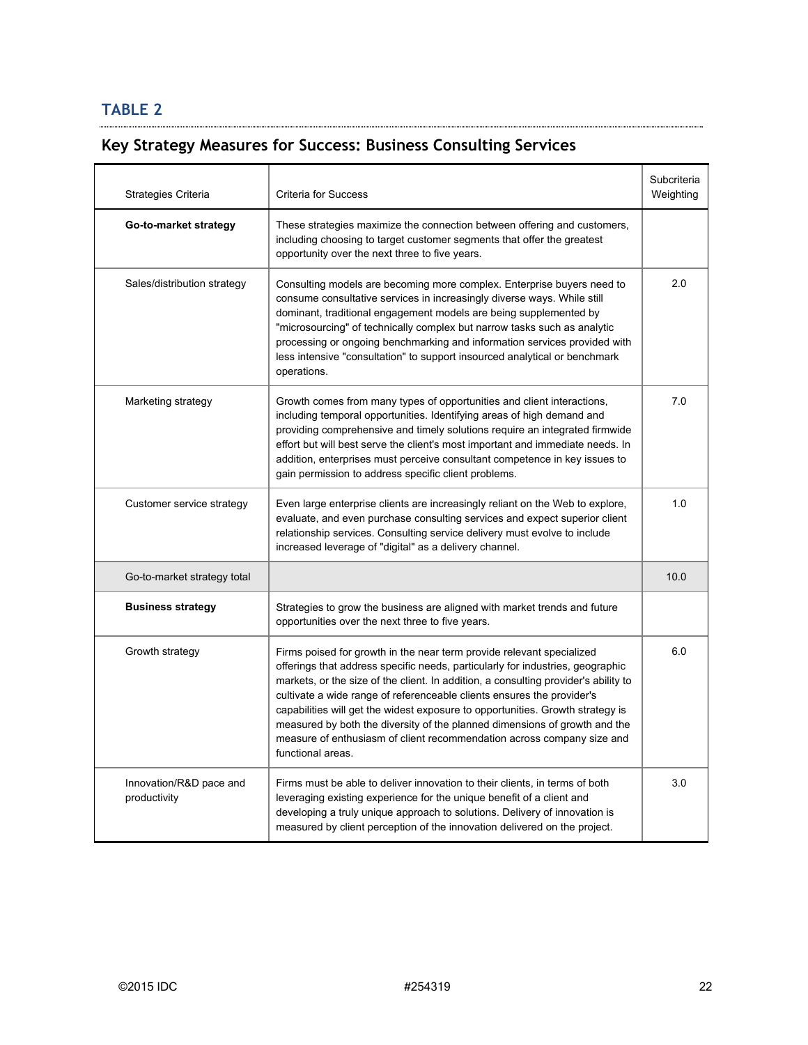## TABLE 2

## Key Strategy Measures for Success: Business Consulting Services

| Strategies Criteria | Criteria for Success | Subcriteria Weighting |
|---|---|---|
| **Go-to-market strategy** | These strategies maximize the connection between offering and customers, including choosing to target customer segments that offer the greatest opportunity over the next three to five years. | |
| Sales/distribution strategy | Consulting models are becoming more complex. Enterprise buyers need to consume consultative services in increasingly diverse ways. While still dominant, traditional engagement models are being supplemented by "microsourcing" of technically complex but narrow tasks such as analytic processing or ongoing benchmarking and information services provided with less intensive "consultation" to support insourced analytical or benchmark operations. | 2.0 |
| Marketing strategy | Growth comes from many types of opportunities and client interactions, including temporal opportunities. Identifying areas of high demand and providing comprehensive and timely solutions require an integrated firmwide effort but will best serve the client's most important and immediate needs. In addition, enterprises must perceive consultant competence in key issues to gain permission to address specific client problems. | 7.0 |
| Customer service strategy | Even large enterprise clients are increasingly reliant on the Web to explore, evaluate, and even purchase consulting services and expect superior client relationship services. Consulting service delivery must evolve to include increased leverage of "digital" as a delivery channel. | 1.0 |
| Go-to-market strategy total | | 10.0 |
| **Business strategy** | Strategies to grow the business are aligned with market trends and future opportunities over the next three to five years. | |
| Growth strategy | Firms poised for growth in the near term provide relevant specialized offerings that address specific needs, particularly for industries, geographic markets, or the size of the client. In addition, a consulting provider's ability to cultivate a wide range of referenceable clients ensures the provider's capabilities will get the widest exposure to opportunities. Growth strategy is measured by both the diversity of the planned dimensions of growth and the measure of enthusiasm of client recommendation across company size and functional areas. | 6.0 |
| Innovation/R&D pace and productivity | Firms must be able to deliver innovation to their clients, in terms of both leveraging existing experience for the unique benefit of a client and developing a truly unique approach to solutions. Delivery of innovation is measured by client perception of the innovation delivered on the project. | 3.0 |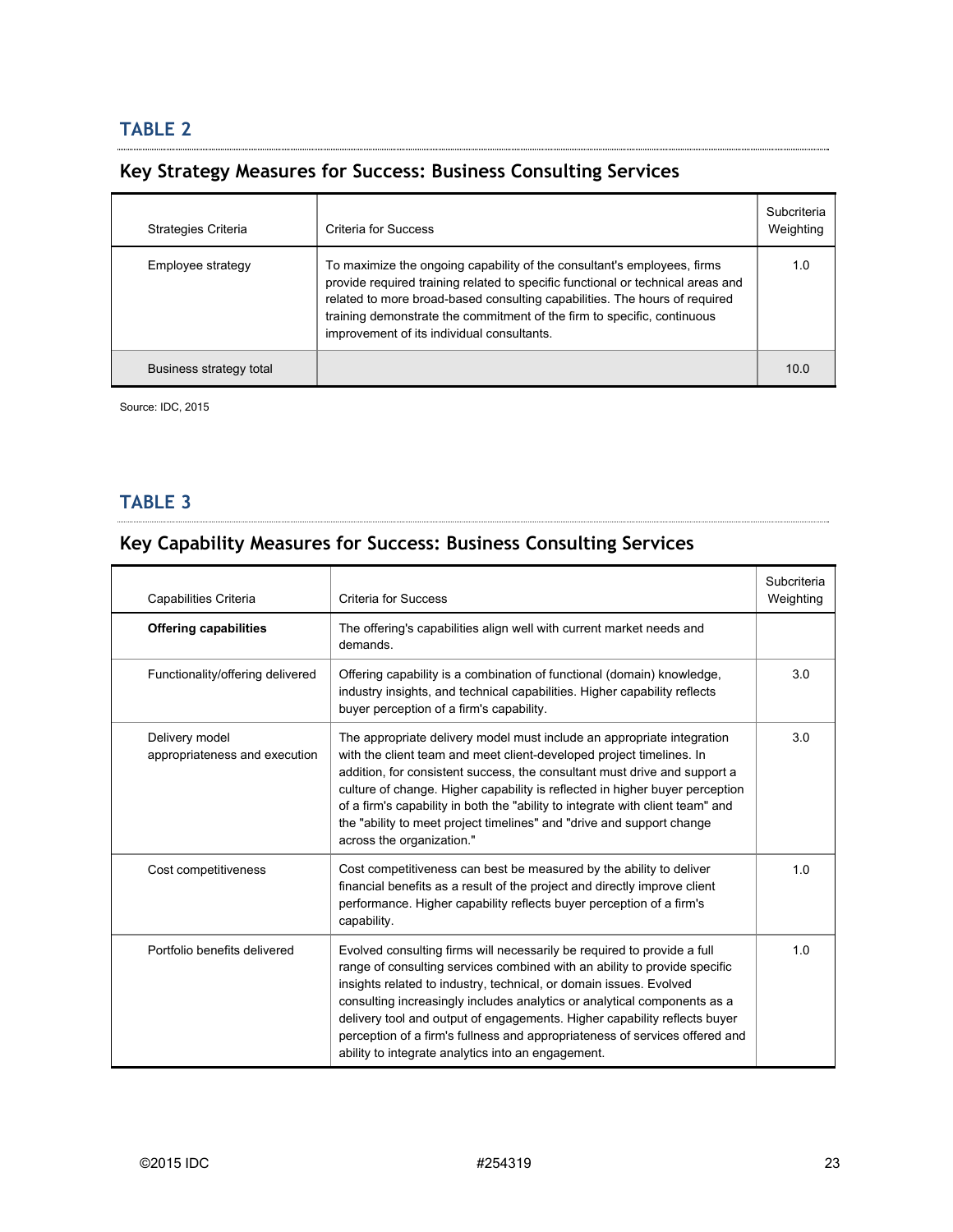## TABLE 2

### Key Strategy Measures for Success: Business Consulting Services

| Strategies Criteria | Criteria for Success | Subcriteria Weighting |
|---|---|---|
| Employee strategy | To maximize the ongoing capability of the consultant's employees, firms provide required training related to specific functional or technical areas and related to more broad-based consulting capabilities. The hours of required training demonstrate the commitment of the firm to specific, continuous improvement of its individual consultants. | 1.0 |
| Business strategy total | | 10.0 |

Source: IDC, 2015

## TABLE 3

### Key Capability Measures for Success: Business Consulting Services

| Capabilities Criteria | Criteria for Success | Subcriteria Weighting |
|---|---|---|
| **Offering capabilities** | The offering's capabilities align well with current market needs and demands. | |
| Functionality/offering delivered | Offering capability is a combination of functional (domain) knowledge, industry insights, and technical capabilities. Higher capability reflects buyer perception of a firm's capability. | 3.0 |
| Delivery model appropriateness and execution | The appropriate delivery model must include an appropriate integration with the client team and meet client-developed project timelines. In addition, for consistent success, the consultant must drive and support a culture of change. Higher capability is reflected in higher buyer perception of a firm's capability in both the "ability to integrate with client team" and the "ability to meet project timelines" and "drive and support change across the organization." | 3.0 |
| Cost competitiveness | Cost competitiveness can best be measured by the ability to deliver financial benefits as a result of the project and directly improve client performance. Higher capability reflects buyer perception of a firm's capability. | 1.0 |
| Portfolio benefits delivered | Evolved consulting firms will necessarily be required to provide a full range of consulting services combined with an ability to provide specific insights related to industry, technical, or domain issues. Evolved consulting increasingly includes analytics or analytical components as a delivery tool and output of engagements. Higher capability reflects buyer perception of a firm's fullness and appropriateness of services offered and ability to integrate analytics into an engagement. | 1.0 |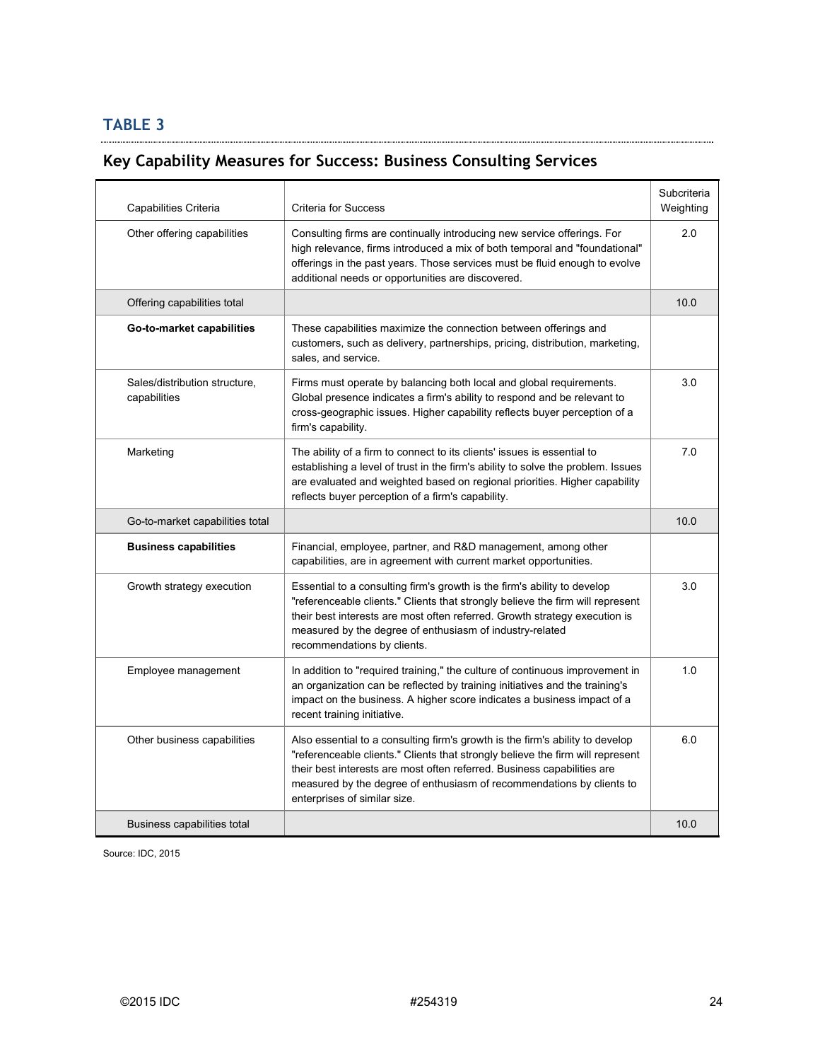### TABLE 3

## Key Capability Measures for Success: Business Consulting Services

| Capabilities Criteria | Criteria for Success | Subcriteria Weighting |
|---|---|---|
| Other offering capabilities | Consulting firms are continually introducing new service offerings. For high relevance, firms introduced a mix of both temporal and "foundational" offerings in the past years. Those services must be fluid enough to evolve additional needs or opportunities are discovered. | 2.0 |
| Offering capabilities total | | 10.0 |
| **Go-to-market capabilities** | These capabilities maximize the connection between offerings and customers, such as delivery, partnerships, pricing, distribution, marketing, sales, and service. | |
| Sales/distribution structure, capabilities | Firms must operate by balancing both local and global requirements. Global presence indicates a firm's ability to respond and be relevant to cross-geographic issues. Higher capability reflects buyer perception of a firm's capability. | 3.0 |
| Marketing | The ability of a firm to connect to its clients' issues is essential to establishing a level of trust in the firm's ability to solve the problem. Issues are evaluated and weighted based on regional priorities. Higher capability reflects buyer perception of a firm's capability. | 7.0 |
| Go-to-market capabilities total | | 10.0 |
| **Business capabilities** | Financial, employee, partner, and R&D management, among other capabilities, are in agreement with current market opportunities. | |
| Growth strategy execution | Essential to a consulting firm's growth is the firm's ability to develop "referenceable clients." Clients that strongly believe the firm will represent their best interests are most often referred. Growth strategy execution is measured by the degree of enthusiasm of industry-related recommendations by clients. | 3.0 |
| Employee management | In addition to "required training," the culture of continuous improvement in an organization can be reflected by training initiatives and the training's impact on the business. A higher score indicates a business impact of a recent training initiative. | 1.0 |
| Other business capabilities | Also essential to a consulting firm's growth is the firm's ability to develop "referenceable clients." Clients that strongly believe the firm will represent their best interests are most often referred. Business capabilities are measured by the degree of enthusiasm of recommendations by clients to enterprises of similar size. | 6.0 |
| Business capabilities total | | 10.0 |

Source: IDC, 2015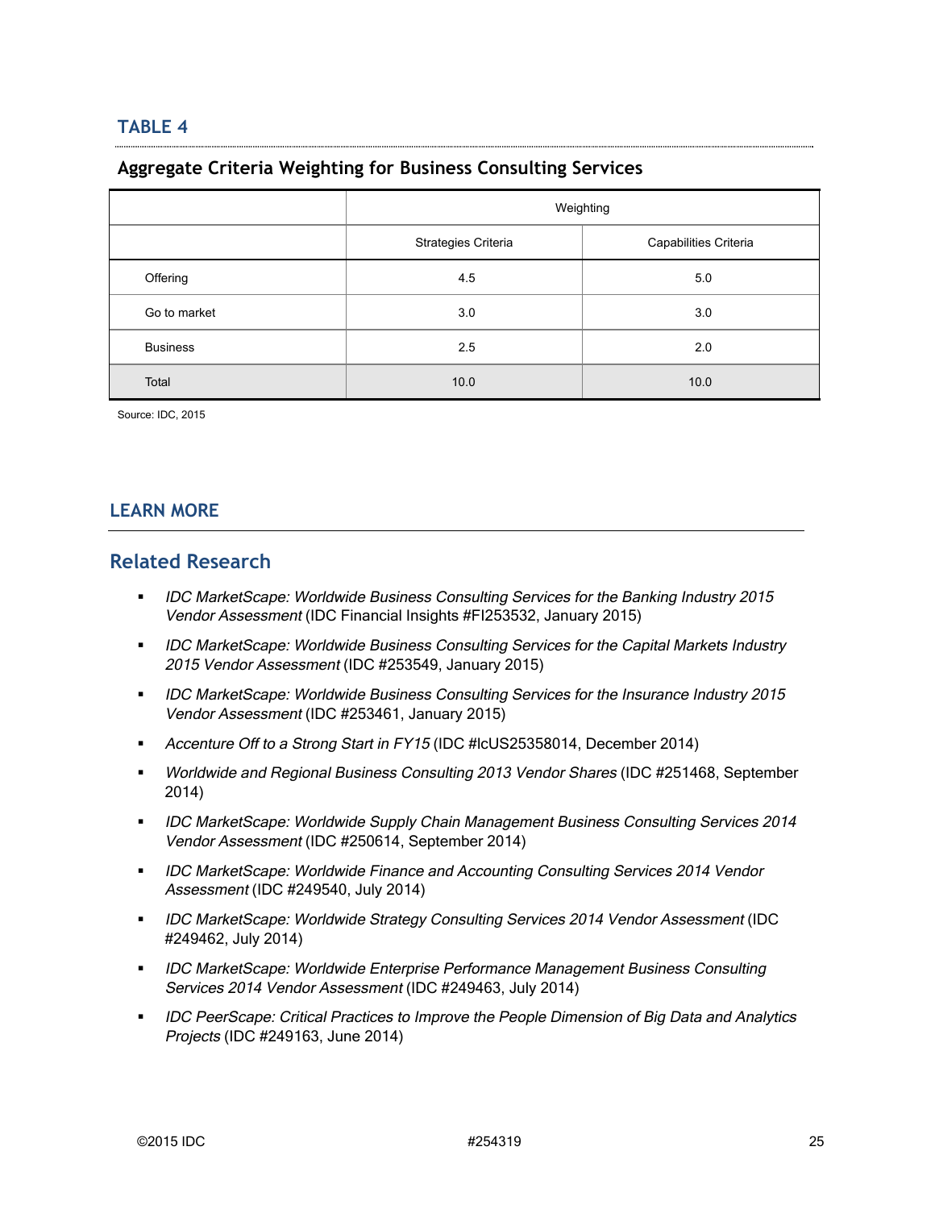### TABLE 4

#### Aggregate Criteria Weighting for Business Consulting Services

| | Weighting | |
|---|---|---|
| | Strategies Criteria | Capabilities Criteria |
| Offering | 4.5 | 5.0 |
| Go to market | 3.0 | 3.0 |
| Business | 2.5 | 2.0 |
| Total | 10.0 | 10.0 |

Source: IDC, 2015

## LEARN MORE

### Related Research

- *IDC MarketScape: Worldwide Business Consulting Services for the Banking Industry 2015 Vendor Assessment* (IDC Financial Insights #FI253532, January 2015)
- *IDC MarketScape: Worldwide Business Consulting Services for the Capital Markets Industry 2015 Vendor Assessment* (IDC #253549, January 2015)
- *IDC MarketScape: Worldwide Business Consulting Services for the Insurance Industry 2015 Vendor Assessment* (IDC #253461, January 2015)
- *Accenture Off to a Strong Start in FY15* (IDC #lcUS25358014, December 2014)
- *Worldwide and Regional Business Consulting 2013 Vendor Shares* (IDC #251468, September 2014)
- *IDC MarketScape: Worldwide Supply Chain Management Business Consulting Services 2014 Vendor Assessment* (IDC #250614, September 2014)
- *IDC MarketScape: Worldwide Finance and Accounting Consulting Services 2014 Vendor Assessment* (IDC #249540, July 2014)
- *IDC MarketScape: Worldwide Strategy Consulting Services 2014 Vendor Assessment* (IDC #249462, July 2014)
- *IDC MarketScape: Worldwide Enterprise Performance Management Business Consulting Services 2014 Vendor Assessment* (IDC #249463, July 2014)
- *IDC PeerScape: Critical Practices to Improve the People Dimension of Big Data and Analytics Projects* (IDC #249163, June 2014)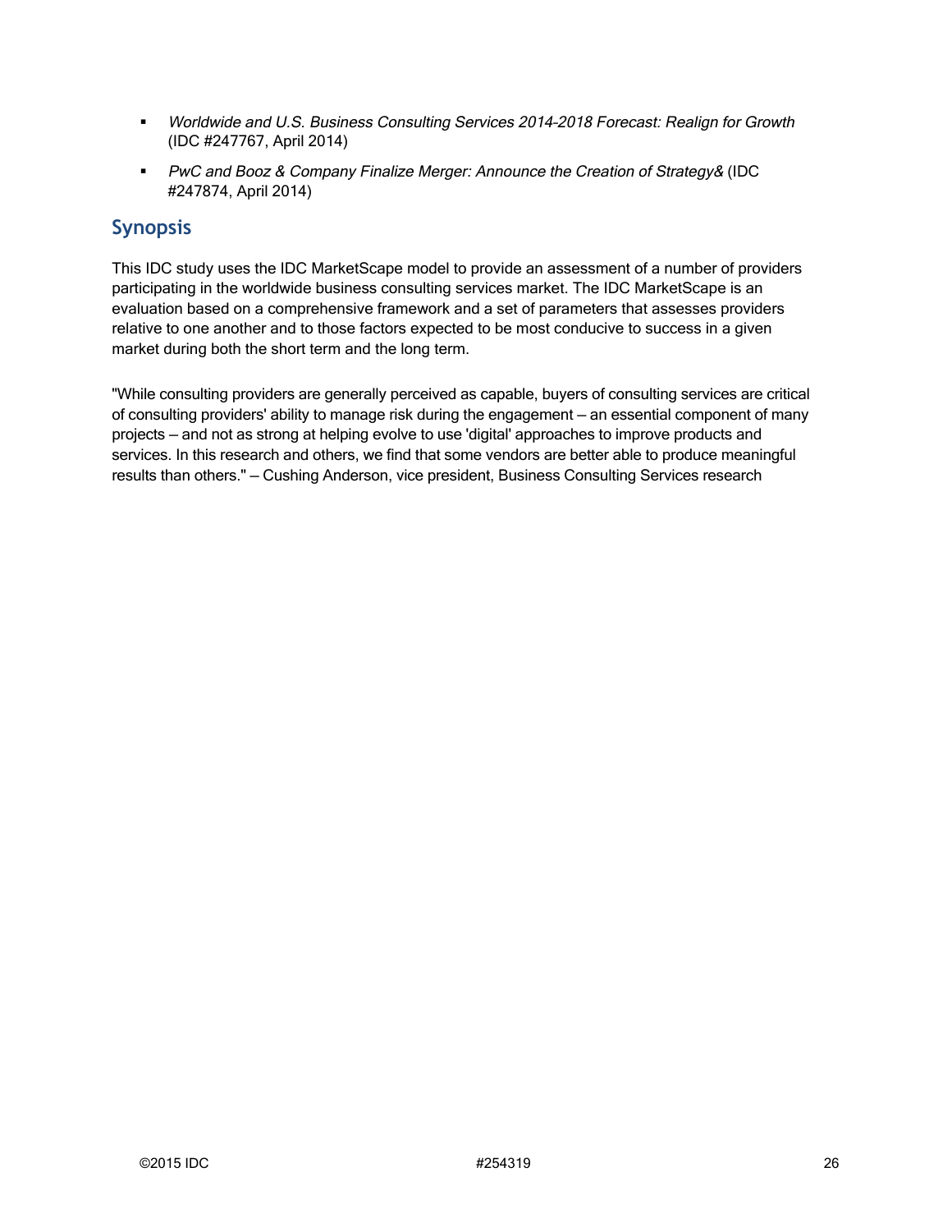- *Worldwide and U.S. Business Consulting Services 2014-2018 Forecast: Realign for Growth* (IDC #247767, April 2014)
- *PwC and Booz & Company Finalize Merger: Announce the Creation of Strategy&* (IDC #247874, April 2014)

## Synopsis

This IDC study uses the IDC MarketScape model to provide an assessment of a number of providers participating in the worldwide business consulting services market. The IDC MarketScape is an evaluation based on a comprehensive framework and a set of parameters that assesses providers relative to one another and to those factors expected to be most conducive to success in a given market during both the short term and the long term.

"While consulting providers are generally perceived as capable, buyers of consulting services are critical of consulting providers' ability to manage risk during the engagement — an essential component of many projects — and not as strong at helping evolve to use 'digital' approaches to improve products and services. In this research and others, we find that some vendors are better able to produce meaningful results than others." — Cushing Anderson, vice president, Business Consulting Services research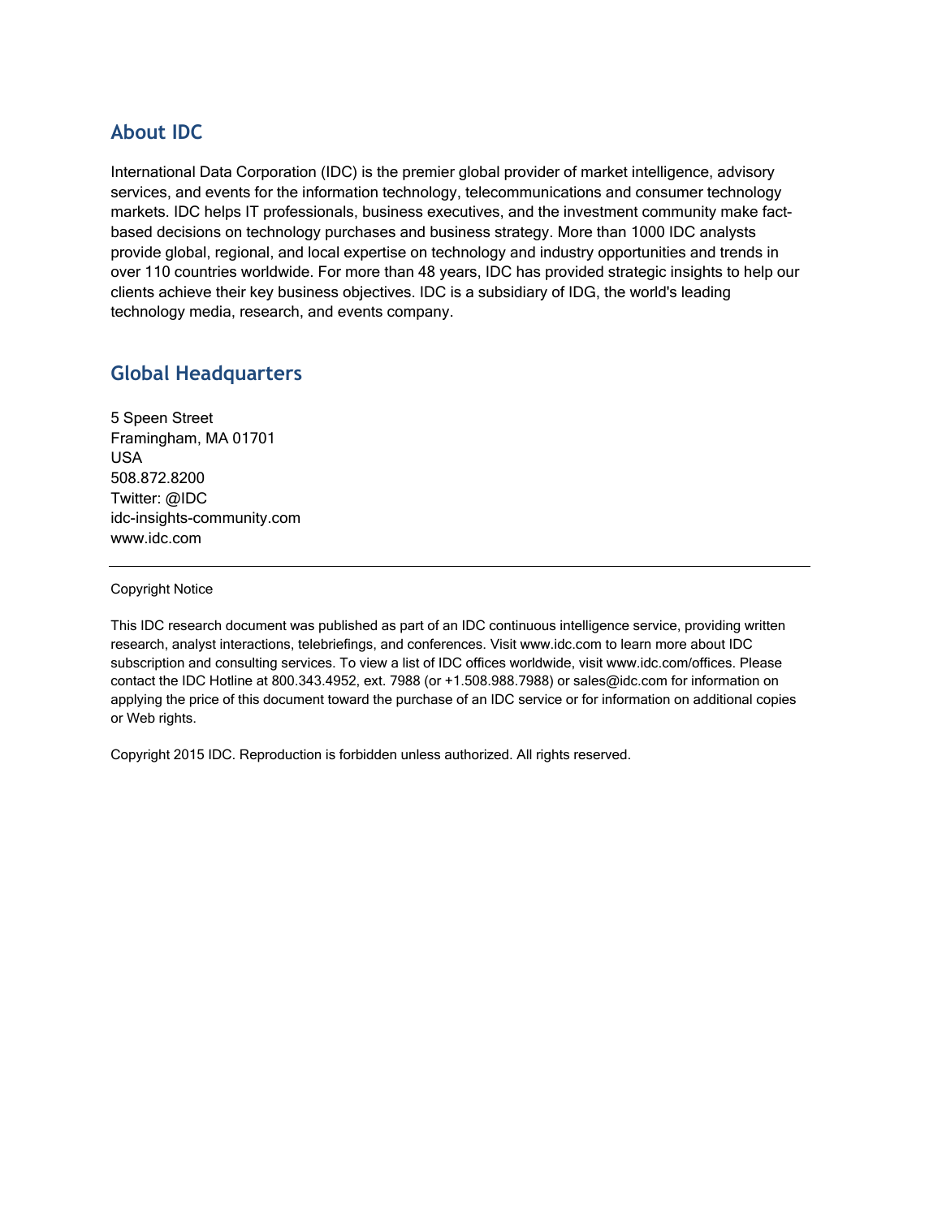## About IDC

International Data Corporation (IDC) is the premier global provider of market intelligence, advisory services, and events for the information technology, telecommunications and consumer technology markets. IDC helps IT professionals, business executives, and the investment community make fact-based decisions on technology purchases and business strategy. More than 1000 IDC analysts provide global, regional, and local expertise on technology and industry opportunities and trends in over 110 countries worldwide. For more than 48 years, IDC has provided strategic insights to help our clients achieve their key business objectives. IDC is a subsidiary of IDG, the world's leading technology media, research, and events company.

## Global Headquarters

5 Speen Street
Framingham, MA 01701
USA
508.872.8200
Twitter: @IDC
idc-insights-community.com
www.idc.com

---

Copyright Notice

This IDC research document was published as part of an IDC continuous intelligence service, providing written research, analyst interactions, telebriefings, and conferences. Visit www.idc.com to learn more about IDC subscription and consulting services. To view a list of IDC offices worldwide, visit www.idc.com/offices. Please contact the IDC Hotline at 800.343.4952, ext. 7988 (or +1.508.988.7988) or sales@idc.com for information on applying the price of this document toward the purchase of an IDC service or for information on additional copies or Web rights.

Copyright 2015 IDC. Reproduction is forbidden unless authorized. All rights reserved.